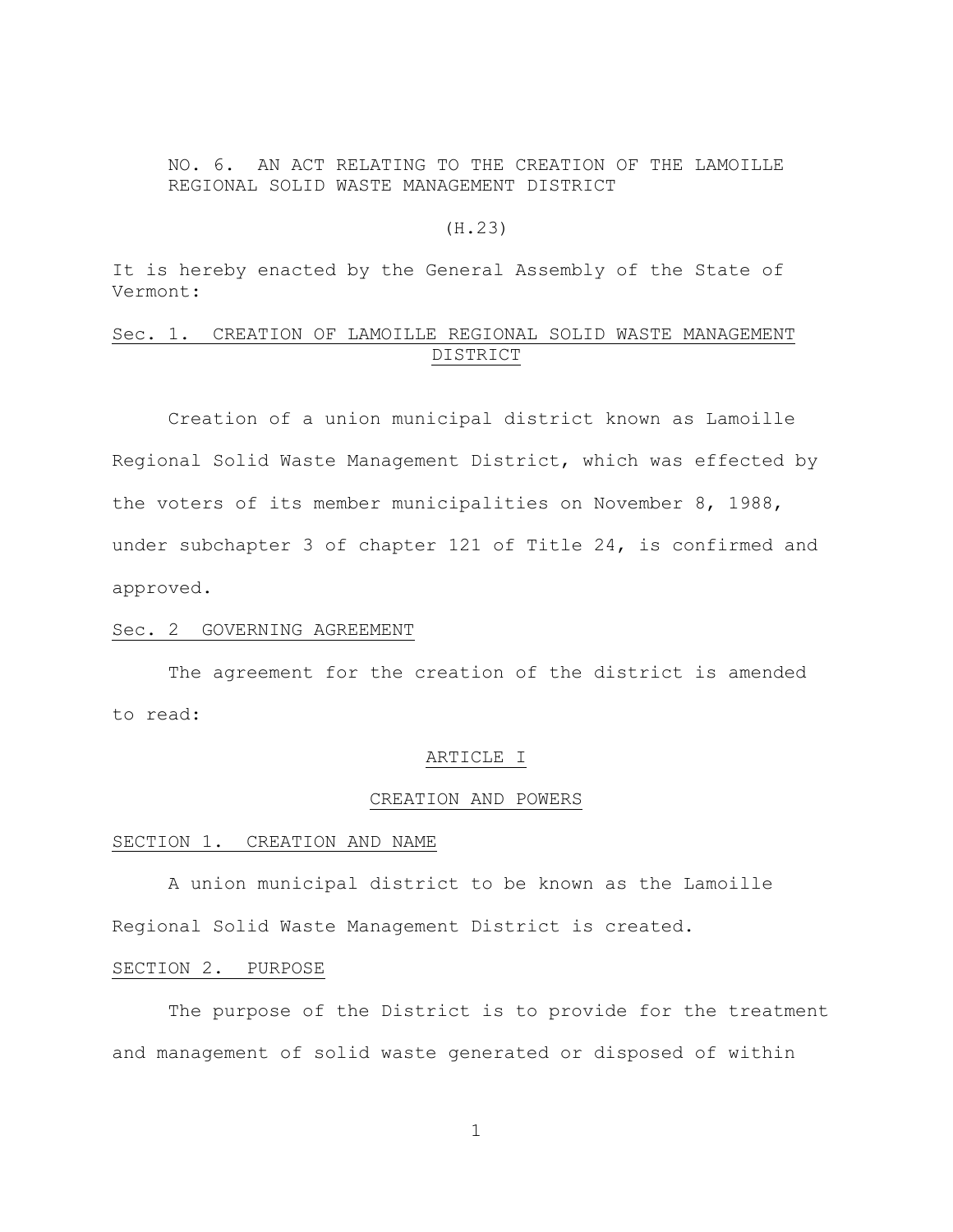NO. 6. AN ACT RELATING TO THE CREATION OF THE LAMOILLE REGIONAL SOLID WASTE MANAGEMENT DISTRICT

(H.23)

It is hereby enacted by the General Assembly of the State of Vermont:

## Sec. 1. CREATION OF LAMOILLE REGIONAL SOLID WASTE MANAGEMENT DISTRICT

Creation of a union municipal district known as Lamoille Regional Solid Waste Management District, which was effected by the voters of its member municipalities on November 8, 1988, under subchapter 3 of chapter 121 of Title 24, is confirmed and approved.

## Sec. 2 GOVERNING AGREEMENT

The agreement for the creation of the district is amended to read:

### ARTICLE I

### CREATION AND POWERS

#### SECTION 1. CREATION AND NAME

A union municipal district to be known as the Lamoille Regional Solid Waste Management District is created.

#### SECTION 2. PURPOSE

The purpose of the District is to provide for the treatment and management of solid waste generated or disposed of within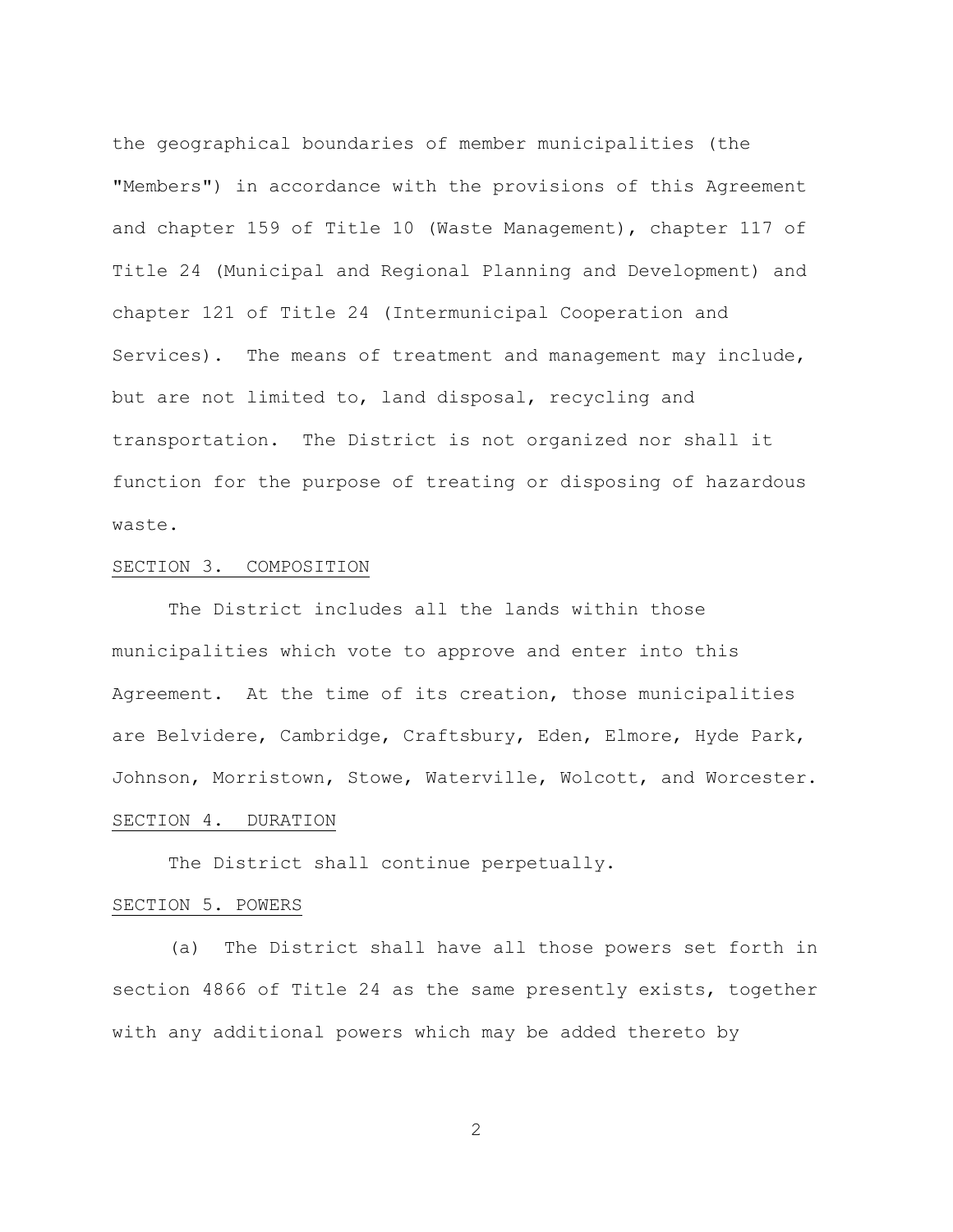the geographical boundaries of member municipalities (the "Members") in accordance with the provisions of this Agreement and chapter 159 of Title 10 (Waste Management), chapter 117 of Title 24 (Municipal and Regional Planning and Development) and chapter 121 of Title 24 (Intermunicipal Cooperation and Services). The means of treatment and management may include, but are not limited to, land disposal, recycling and transportation. The District is not organized nor shall it function for the purpose of treating or disposing of hazardous waste.

SECTION 3. COMPOSITION

The District includes all the lands within those municipalities which vote to approve and enter into this Agreement. At the time of its creation, those municipalities are Belvidere, Cambridge, Craftsbury, Eden, Elmore, Hyde Park, Johnson, Morristown, Stowe, Waterville, Wolcott, and Worcester.

SECTION 4. DURATION

The District shall continue perpetually.

SECTION 5. POWERS

(a) The District shall have all those powers set forth in section 4866 of Title 24 as the same presently exists, together with any additional powers which may be added thereto by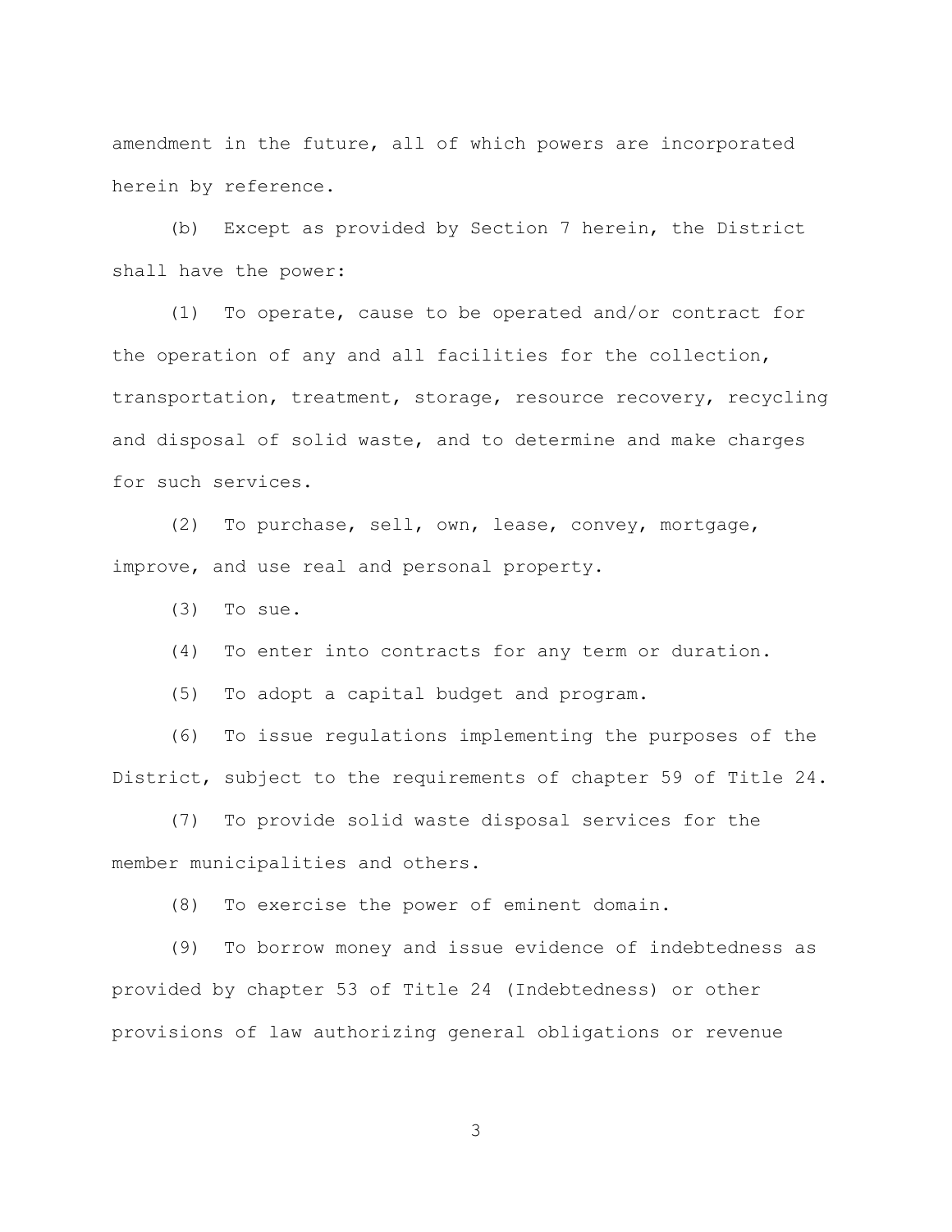amendment in the future, all of which powers are incorporated herein by reference.

(b) Except as provided by Section 7 herein, the District shall have the power:

(1) To operate, cause to be operated and/or contract for the operation of any and all facilities for the collection, transportation, treatment, storage, resource recovery, recycling and disposal of solid waste, and to determine and make charges for such services.

(2) To purchase, sell, own, lease, convey, mortgage, improve, and use real and personal property.

(3) To sue.

(4) To enter into contracts for any term or duration.

(5) To adopt a capital budget and program.

(6) To issue regulations implementing the purposes of the District, subject to the requirements of chapter 59 of Title 24.

(7) To provide solid waste disposal services for the member municipalities and others.

(8) To exercise the power of eminent domain.

(9) To borrow money and issue evidence of indebtedness as provided by chapter 53 of Title 24 (Indebtedness) or other provisions of law authorizing general obligations or revenue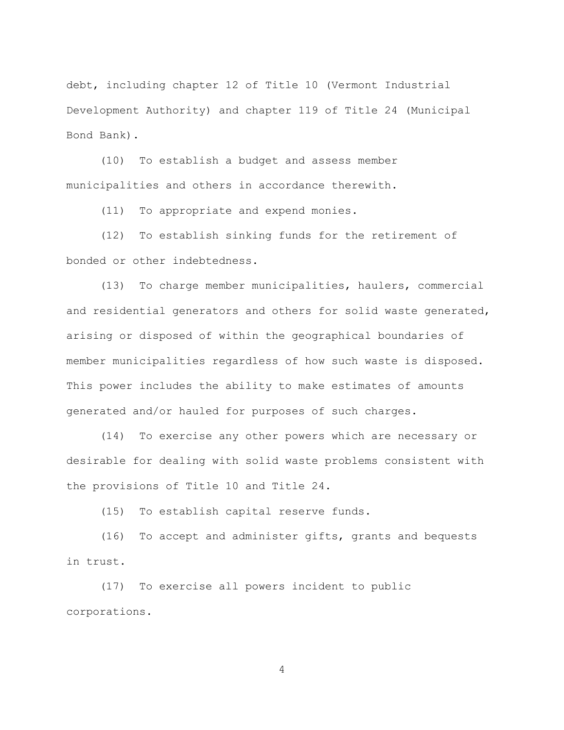debt, including chapter 12 of Title 10 (Vermont Industrial Development Authority) and chapter 119 of Title 24 (Municipal Bond Bank).

(10) To establish a budget and assess member municipalities and others in accordance therewith.

(11) To appropriate and expend monies.

(12) To establish sinking funds for the retirement of bonded or other indebtedness.

(13) To charge member municipalities, haulers, commercial and residential generators and others for solid waste generated, arising or disposed of within the geographical boundaries of member municipalities regardless of how such waste is disposed. This power includes the ability to make estimates of amounts generated and/or hauled for purposes of such charges.

(14) To exercise any other powers which are necessary or desirable for dealing with solid waste problems consistent with the provisions of Title 10 and Title 24.

(15) To establish capital reserve funds.

(16) To accept and administer gifts, grants and bequests in trust.

(17) To exercise all powers incident to public corporations.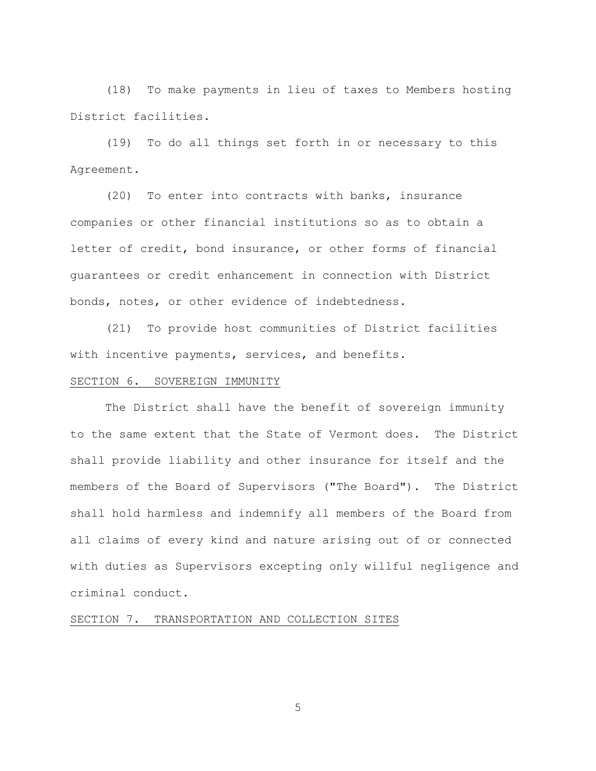(18) To make payments in lieu of taxes to Members hosting District facilities.

(19) To do all things set forth in or necessary to this Agreement.

(20) To enter into contracts with banks, insurance companies or other financial institutions so as to obtain a letter of credit, bond insurance, or other forms of financial guarantees or credit enhancement in connection with District bonds, notes, or other evidence of indebtedness.

(21) To provide host communities of District facilities with incentive payments, services, and benefits.

## SECTION 6. SOVEREIGN IMMUNITY

The District shall have the benefit of sovereign immunity to the same extent that the State of Vermont does. The District shall provide liability and other insurance for itself and the members of the Board of Supervisors ("The Board"). The District shall hold harmless and indemnify all members of the Board from all claims of every kind and nature arising out of or connected with duties as Supervisors excepting only willful negligence and criminal conduct.

## SECTION 7. TRANSPORTATION AND COLLECTION SITES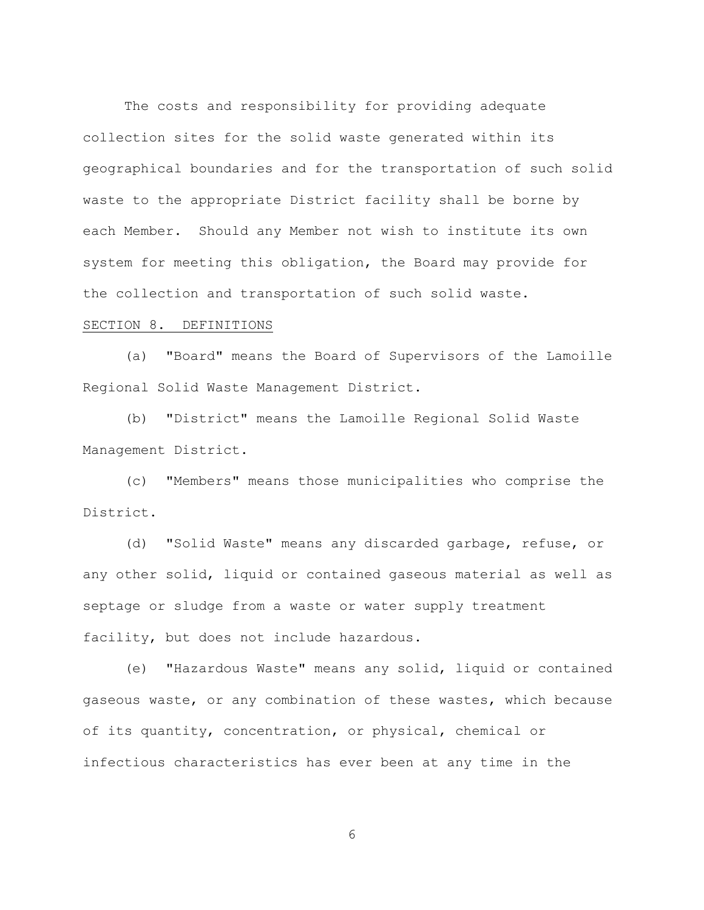The costs and responsibility for providing adequate collection sites for the solid waste generated within its geographical boundaries and for the transportation of such solid waste to the appropriate District facility shall be borne by each Member. Should any Member not wish to institute its own system for meeting this obligation, the Board may provide for the collection and transportation of such solid waste.

SECTION 8. DEFINITIONS

(a) "Board" means the Board of Supervisors of the Lamoille Regional Solid Waste Management District.

(b) "District" means the Lamoille Regional Solid Waste Management District.

(c) "Members" means those municipalities who comprise the District.

(d) "Solid Waste" means any discarded garbage, refuse, or any other solid, liquid or contained gaseous material as well as septage or sludge from a waste or water supply treatment facility, but does not include hazardous.

(e) "Hazardous Waste" means any solid, liquid or contained gaseous waste, or any combination of these wastes, which because of its quantity, concentration, or physical, chemical or infectious characteristics has ever been at any time in the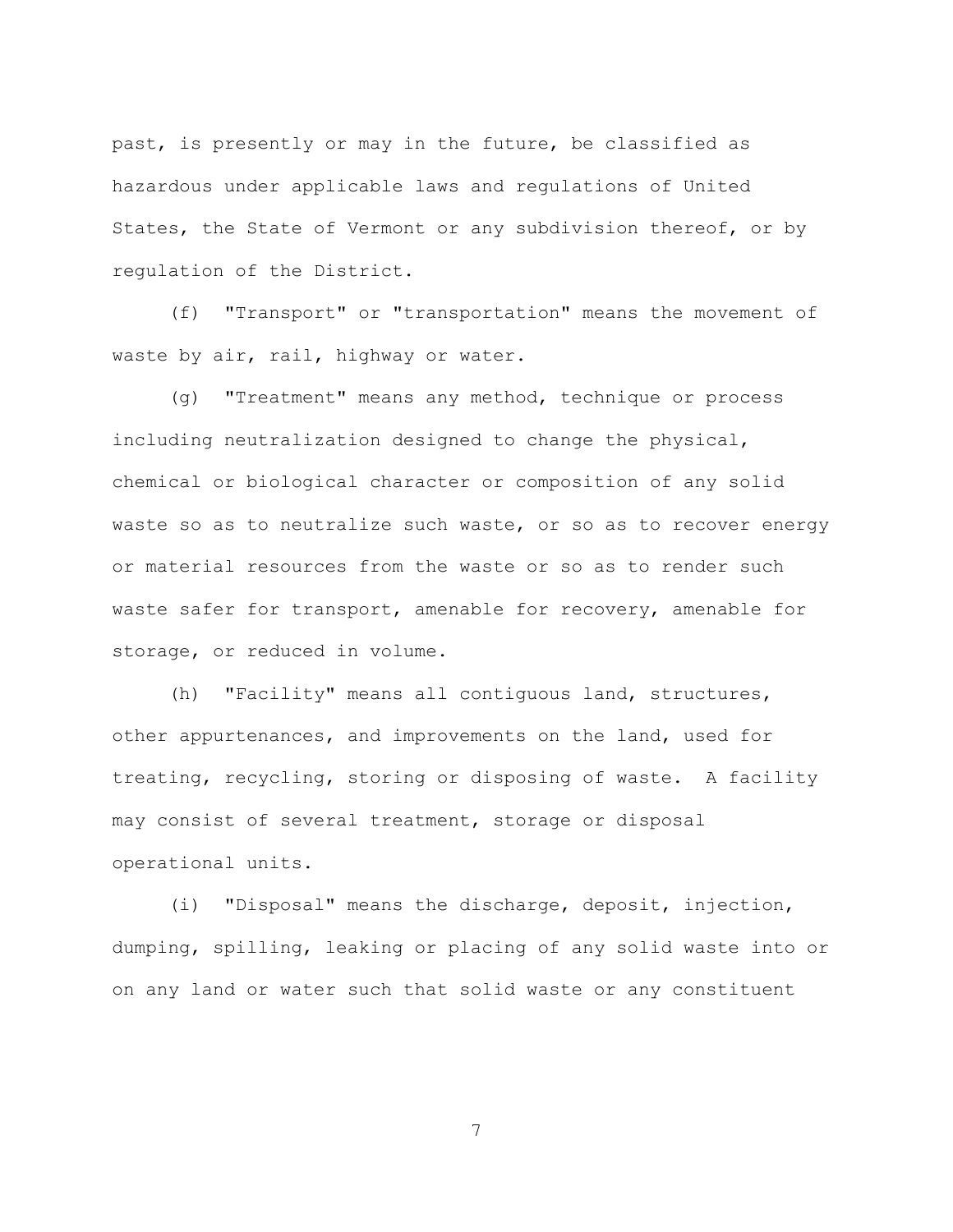past, is presently or may in the future, be classified as hazardous under applicable laws and regulations of United States, the State of Vermont or any subdivision thereof, or by regulation of the District.

(f) "Transport" or "transportation" means the movement of waste by air, rail, highway or water.

(g) "Treatment" means any method, technique or process including neutralization designed to change the physical, chemical or biological character or composition of any solid waste so as to neutralize such waste, or so as to recover energy or material resources from the waste or so as to render such waste safer for transport, amenable for recovery, amenable for storage, or reduced in volume.

(h) "Facility" means all contiguous land, structures, other appurtenances, and improvements on the land, used for treating, recycling, storing or disposing of waste. A facility may consist of several treatment, storage or disposal operational units.

(i) "Disposal" means the discharge, deposit, injection, dumping, spilling, leaking or placing of any solid waste into or on any land or water such that solid waste or any constituent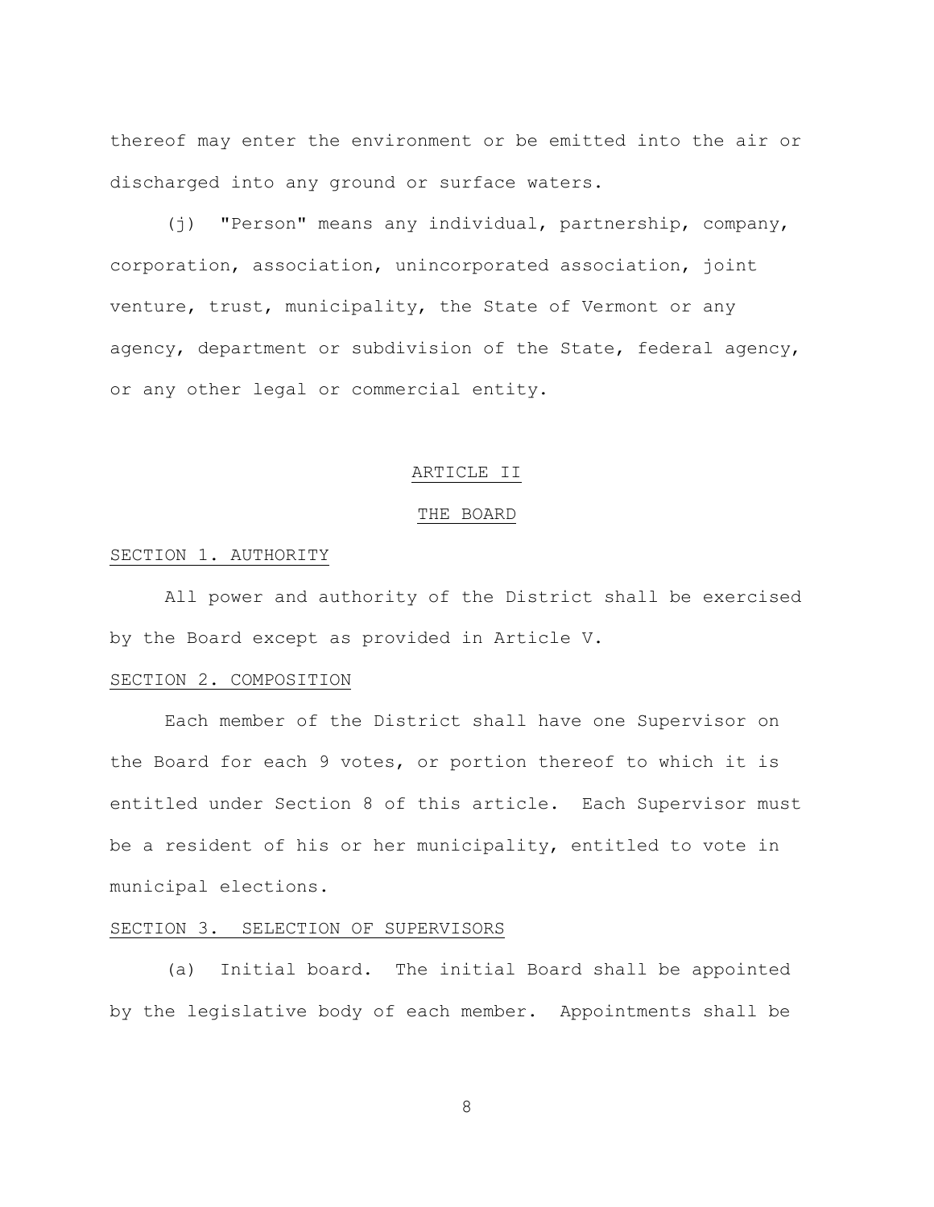thereof may enter the environment or be emitted into the air or discharged into any ground or surface waters.

(j) "Person" means any individual, partnership, company, corporation, association, unincorporated association, joint venture, trust, municipality, the State of Vermont or any agency, department or subdivision of the State, federal agency, or any other legal or commercial entity.

## ARTICLE II

## THE BOARD

### SECTION 1. AUTHORITY

All power and authority of the District shall be exercised by the Board except as provided in Article V.

### SECTION 2. COMPOSITION

Each member of the District shall have one Supervisor on the Board for each 9 votes, or portion thereof to which it is entitled under Section 8 of this article. Each Supervisor must be a resident of his or her municipality, entitled to vote in municipal elections.

### SECTION 3. SELECTION OF SUPERVISORS

(a) Initial board. The initial Board shall be appointed by the legislative body of each member. Appointments shall be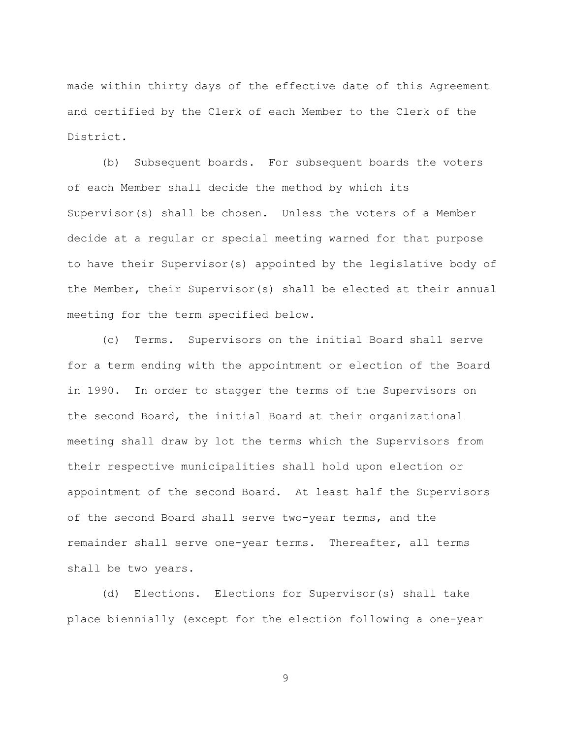made within thirty days of the effective date of this Agreement and certified by the Clerk of each Member to the Clerk of the District.

(b) Subsequent boards. For subsequent boards the voters of each Member shall decide the method by which its Supervisor(s) shall be chosen. Unless the voters of a Member decide at a regular or special meeting warned for that purpose to have their Supervisor(s) appointed by the legislative body of the Member, their Supervisor(s) shall be elected at their annual meeting for the term specified below.

(c) Terms. Supervisors on the initial Board shall serve for a term ending with the appointment or election of the Board in 1990. In order to stagger the terms of the Supervisors on the second Board, the initial Board at their organizational meeting shall draw by lot the terms which the Supervisors from their respective municipalities shall hold upon election or appointment of the second Board. At least half the Supervisors of the second Board shall serve two-year terms, and the remainder shall serve one-year terms. Thereafter, all terms shall be two years.

(d) Elections. Elections for Supervisor(s) shall take place biennially (except for the election following a one-year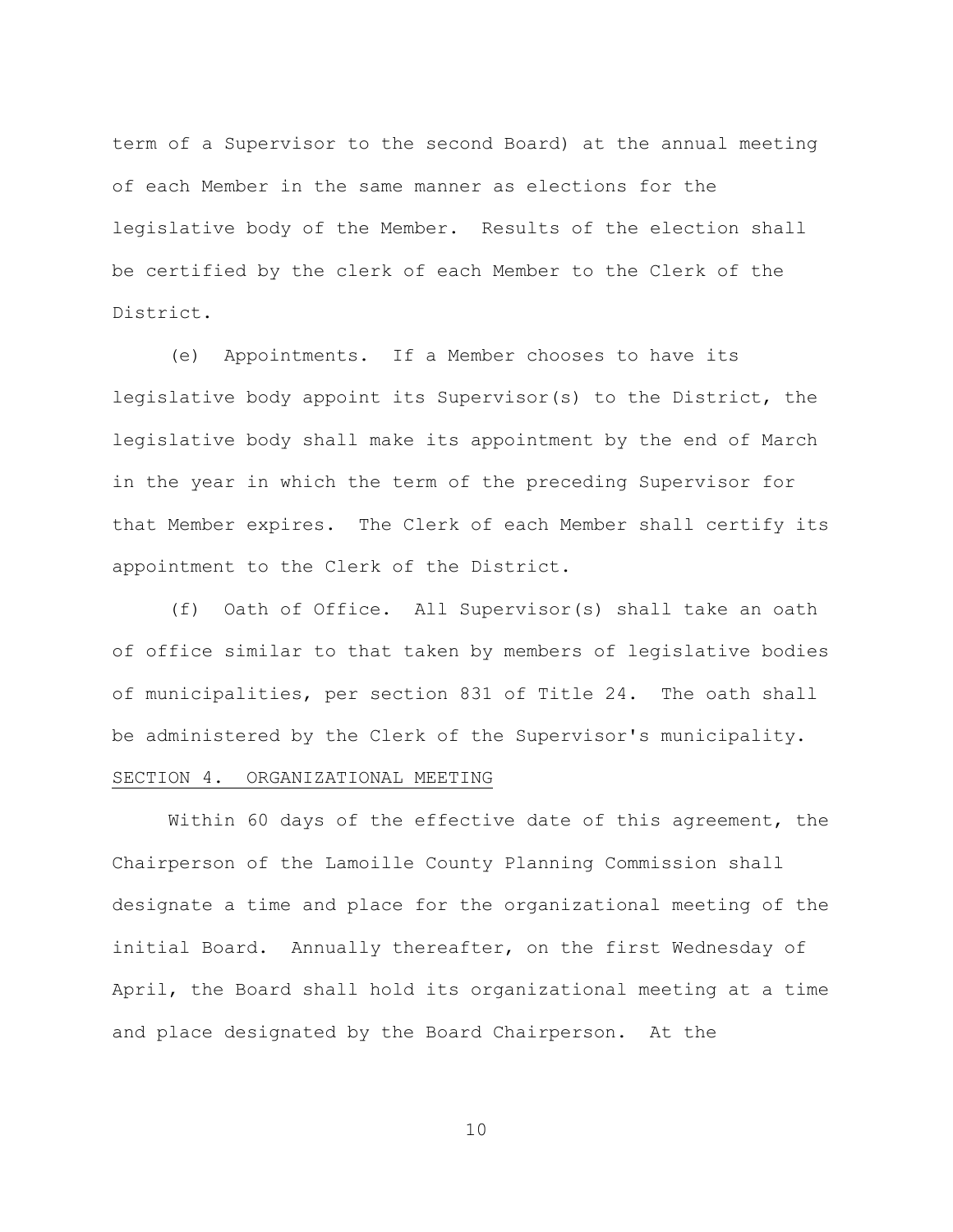term of a Supervisor to the second Board) at the annual meeting of each Member in the same manner as elections for the legislative body of the Member. Results of the election shall be certified by the clerk of each Member to the Clerk of the District.

(e) Appointments. If a Member chooses to have its legislative body appoint its Supervisor(s) to the District, the legislative body shall make its appointment by the end of March in the year in which the term of the preceding Supervisor for that Member expires. The Clerk of each Member shall certify its appointment to the Clerk of the District.

(f) Oath of Office. All Supervisor(s) shall take an oath of office similar to that taken by members of legislative bodies of municipalities, per section 831 of Title 24. The oath shall be administered by the Clerk of the Supervisor's municipality.

## SECTION 4. ORGANIZATIONAL MEETING

Within 60 days of the effective date of this agreement, the Chairperson of the Lamoille County Planning Commission shall designate a time and place for the organizational meeting of the initial Board. Annually thereafter, on the first Wednesday of April, the Board shall hold its organizational meeting at a time and place designated by the Board Chairperson. At the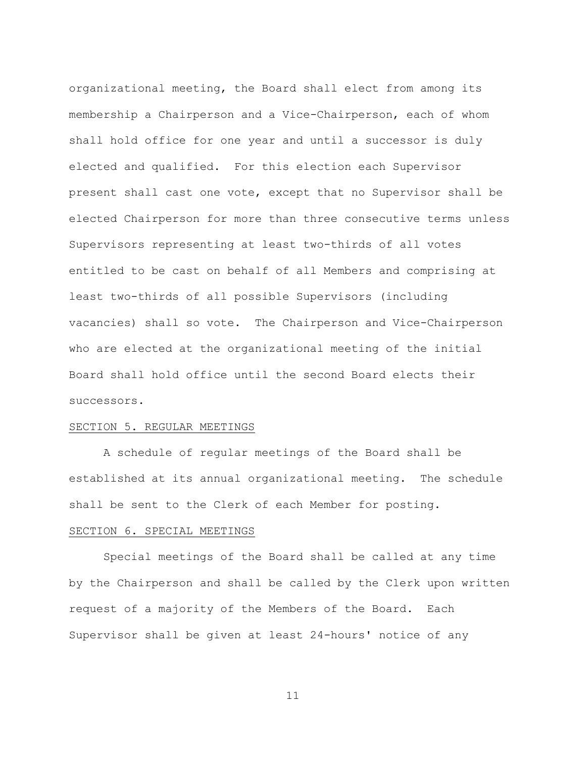organizational meeting, the Board shall elect from among its membership a Chairperson and a Vice-Chairperson, each of whom shall hold office for one year and until a successor is duly elected and qualified. For this election each Supervisor present shall cast one vote, except that no Supervisor shall be elected Chairperson for more than three consecutive terms unless Supervisors representing at least two-thirds of all votes entitled to be cast on behalf of all Members and comprising at least two-thirds of all possible Supervisors (including vacancies) shall so vote. The Chairperson and Vice-Chairperson who are elected at the organizational meeting of the initial Board shall hold office until the second Board elects their successors.

SECTION 5. REGULAR MEETINGS

A schedule of regular meetings of the Board shall be established at its annual organizational meeting. The schedule shall be sent to the Clerk of each Member for posting.

SECTION 6. SPECIAL MEETINGS

Special meetings of the Board shall be called at any time by the Chairperson and shall be called by the Clerk upon written request of a majority of the Members of the Board. Each Supervisor shall be given at least 24-hours' notice of any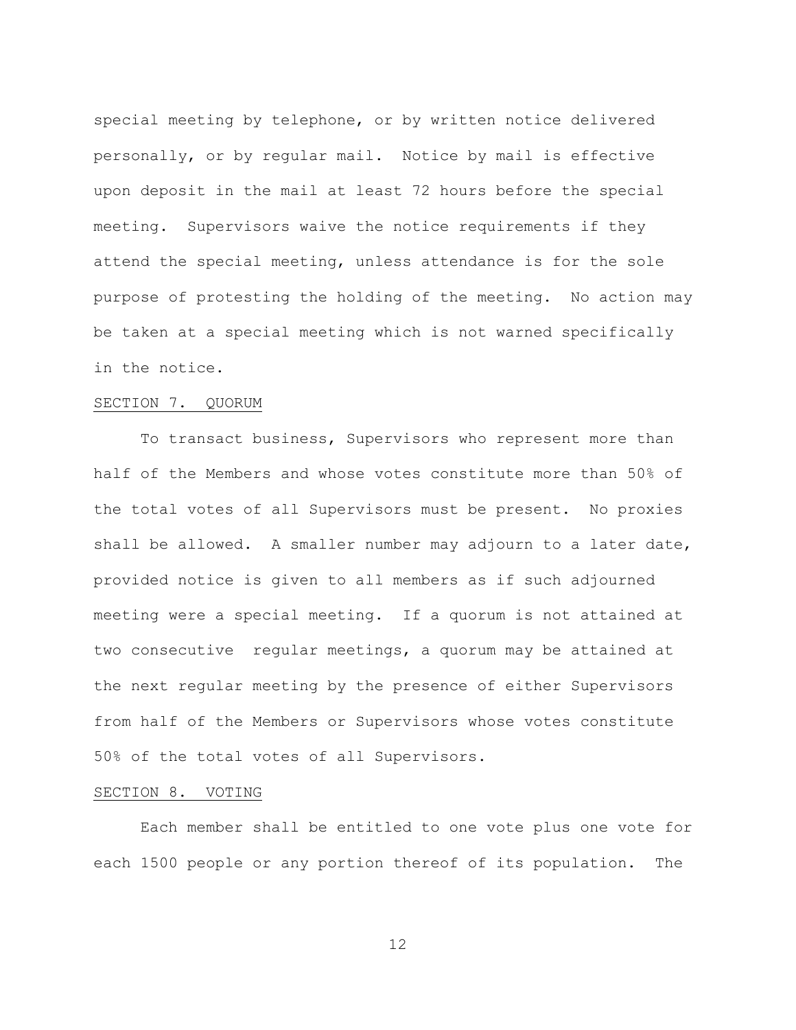special meeting by telephone, or by written notice delivered personally, or by regular mail. Notice by mail is effective upon deposit in the mail at least 72 hours before the special meeting. Supervisors waive the notice requirements if they attend the special meeting, unless attendance is for the sole purpose of protesting the holding of the meeting. No action may be taken at a special meeting which is not warned specifically in the notice.

## SECTION 7. QUORUM

To transact business, Supervisors who represent more than half of the Members and whose votes constitute more than 50% of the total votes of all Supervisors must be present. No proxies shall be allowed. A smaller number may adjourn to a later date, provided notice is given to all members as if such adjourned meeting were a special meeting. If a quorum is not attained at two consecutive regular meetings, a quorum may be attained at the next regular meeting by the presence of either Supervisors from half of the Members or Supervisors whose votes constitute 50% of the total votes of all Supervisors.

## SECTION 8. VOTING

Each member shall be entitled to one vote plus one vote for each 1500 people or any portion thereof of its population. The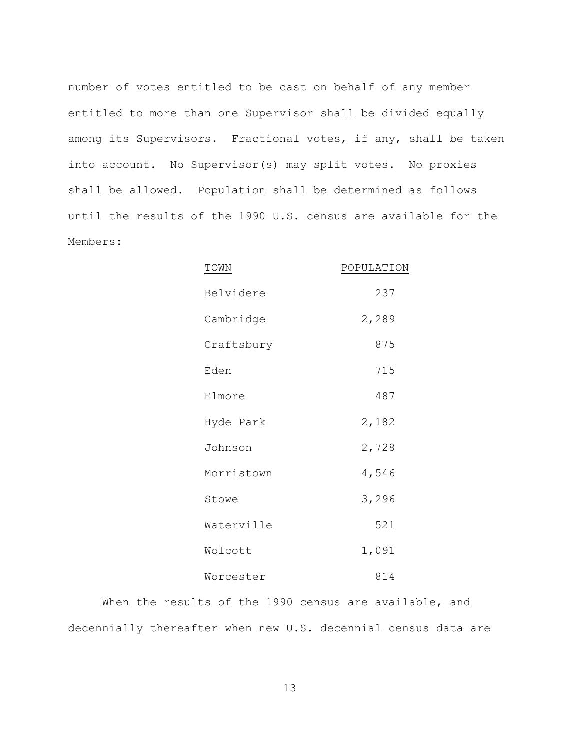number of votes entitled to be cast on behalf of any member entitled to more than one Supervisor shall be divided equally among its Supervisors. Fractional votes, if any, shall be taken into account. No Supervisor(s) may split votes. No proxies shall be allowed. Population shall be determined as follows until the results of the 1990 U.S. census are available for the Members:

| TOWN | POPULATION |
|---|---|
| Belvidere | 237 |
| Cambridge | 2,289 |
| Craftsbury | 875 |
| Eden | 715 |
| Elmore | 487 |
| Hyde Park | 2,182 |
| Johnson | 2,728 |
| Morristown | 4,546 |
| Stowe | 3,296 |
| Waterville | 521 |
| Wolcott | 1,091 |
| Worcester | 814 |

When the results of the 1990 census are available, and decennially thereafter when new U.S. decennial census data are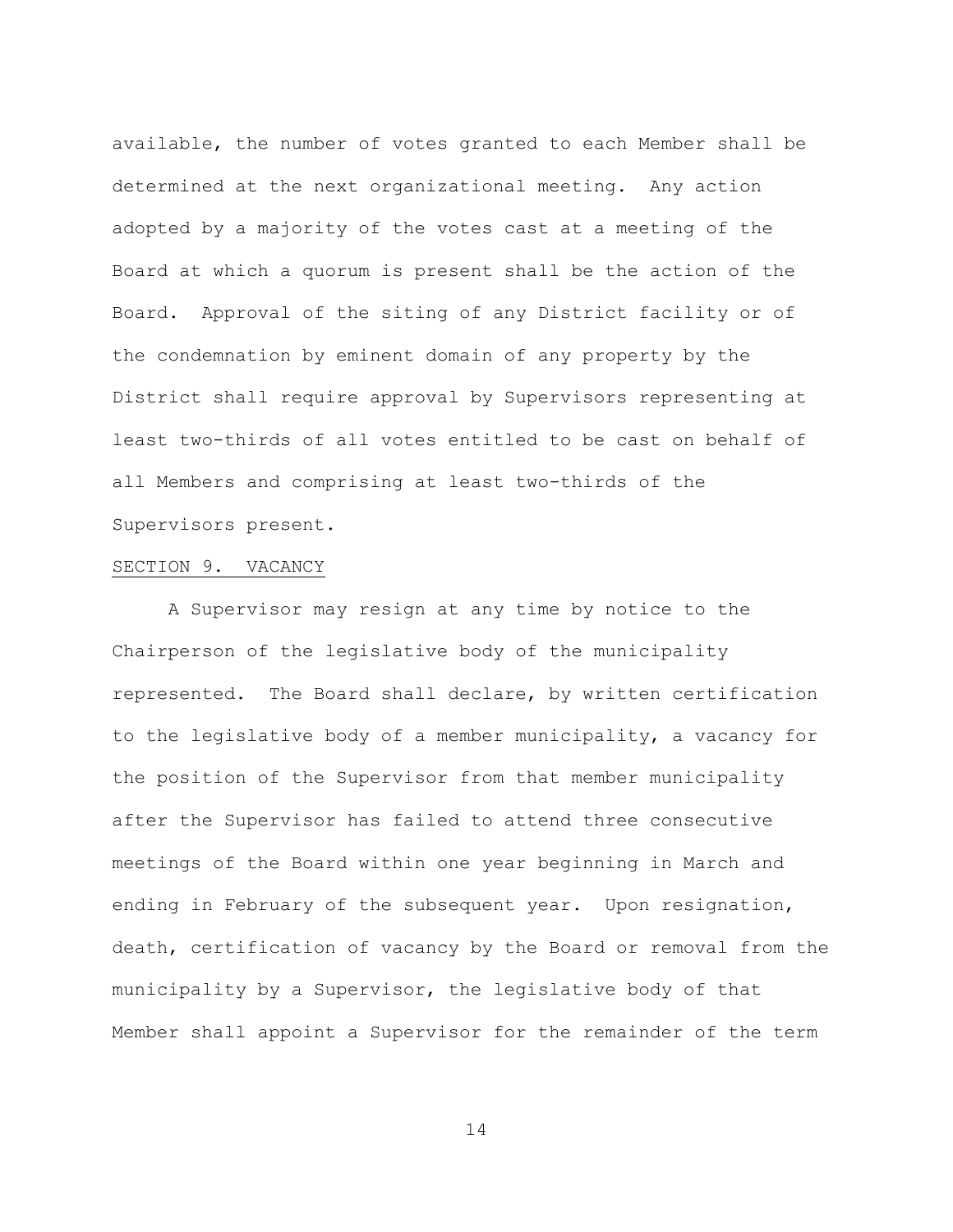available, the number of votes granted to each Member shall be determined at the next organizational meeting. Any action adopted by a majority of the votes cast at a meeting of the Board at which a quorum is present shall be the action of the Board. Approval of the siting of any District facility or of the condemnation by eminent domain of any property by the District shall require approval by Supervisors representing at least two-thirds of all votes entitled to be cast on behalf of all Members and comprising at least two-thirds of the Supervisors present.

SECTION 9. VACANCY

A Supervisor may resign at any time by notice to the Chairperson of the legislative body of the municipality represented. The Board shall declare, by written certification to the legislative body of a member municipality, a vacancy for the position of the Supervisor from that member municipality after the Supervisor has failed to attend three consecutive meetings of the Board within one year beginning in March and ending in February of the subsequent year. Upon resignation, death, certification of vacancy by the Board or removal from the municipality by a Supervisor, the legislative body of that Member shall appoint a Supervisor for the remainder of the term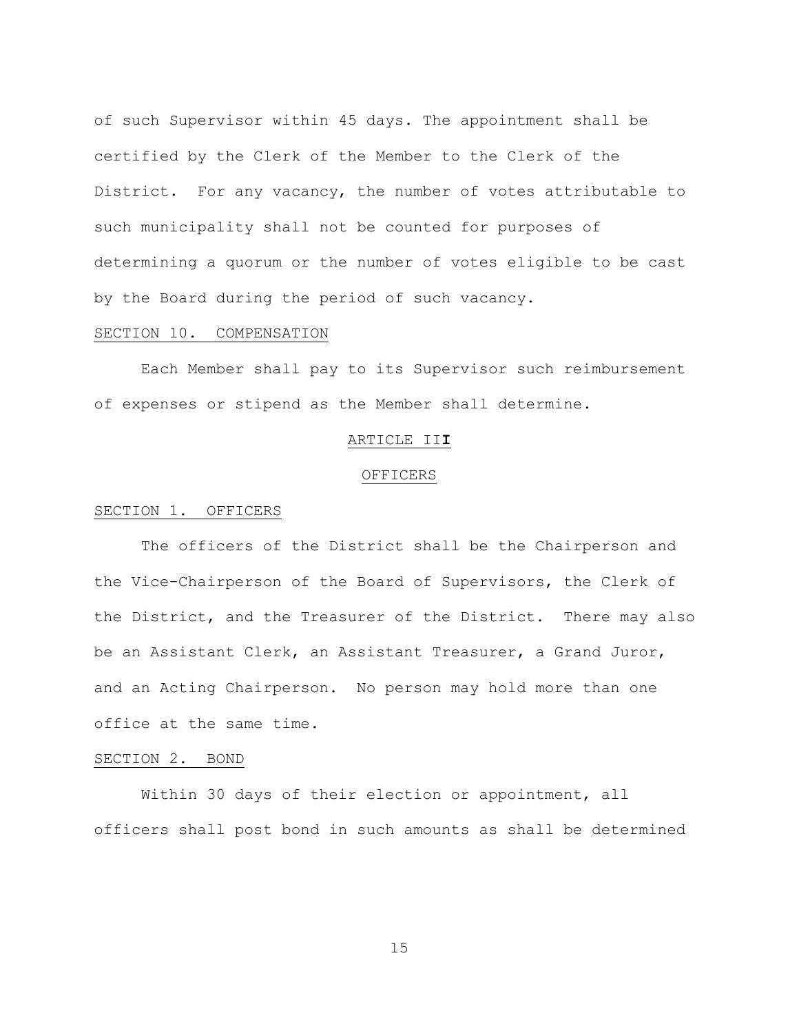of such Supervisor within 45 days. The appointment shall be certified by the Clerk of the Member to the Clerk of the District. For any vacancy, the number of votes attributable to such municipality shall not be counted for purposes of determining a quorum or the number of votes eligible to be cast by the Board during the period of such vacancy.

SECTION 10. COMPENSATION

Each Member shall pay to its Supervisor such reimbursement of expenses or stipend as the Member shall determine.

## ARTICLE II**I**

## OFFICERS

SECTION 1. OFFICERS

The officers of the District shall be the Chairperson and the Vice-Chairperson of the Board of Supervisors, the Clerk of the District, and the Treasurer of the District. There may also be an Assistant Clerk, an Assistant Treasurer, a Grand Juror, and an Acting Chairperson. No person may hold more than one office at the same time.

SECTION 2. BOND

Within 30 days of their election or appointment, all officers shall post bond in such amounts as shall be determined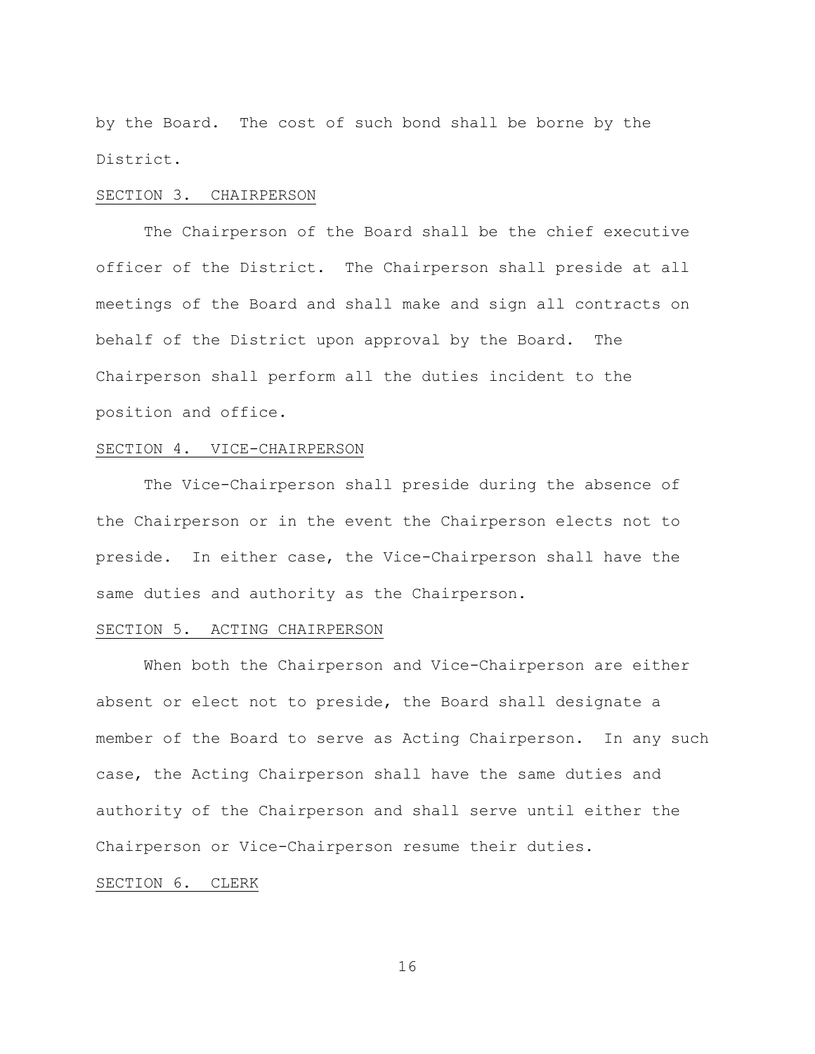by the Board. The cost of such bond shall be borne by the District.

## SECTION 3. CHAIRPERSON

The Chairperson of the Board shall be the chief executive officer of the District. The Chairperson shall preside at all meetings of the Board and shall make and sign all contracts on behalf of the District upon approval by the Board. The Chairperson shall perform all the duties incident to the position and office.

## SECTION 4. VICE-CHAIRPERSON

The Vice-Chairperson shall preside during the absence of the Chairperson or in the event the Chairperson elects not to preside. In either case, the Vice-Chairperson shall have the same duties and authority as the Chairperson.

## SECTION 5. ACTING CHAIRPERSON

When both the Chairperson and Vice-Chairperson are either absent or elect not to preside, the Board shall designate a member of the Board to serve as Acting Chairperson. In any such case, the Acting Chairperson shall have the same duties and authority of the Chairperson and shall serve until either the Chairperson or Vice-Chairperson resume their duties.

## SECTION 6. CLERK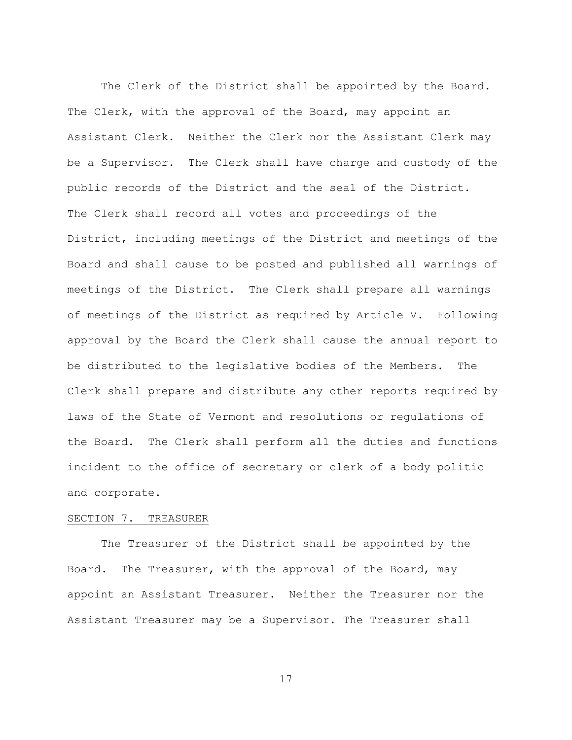The Clerk of the District shall be appointed by the Board. The Clerk, with the approval of the Board, may appoint an Assistant Clerk. Neither the Clerk nor the Assistant Clerk may be a Supervisor. The Clerk shall have charge and custody of the public records of the District and the seal of the District. The Clerk shall record all votes and proceedings of the District, including meetings of the District and meetings of the Board and shall cause to be posted and published all warnings of meetings of the District. The Clerk shall prepare all warnings of meetings of the District as required by Article V. Following approval by the Board the Clerk shall cause the annual report to be distributed to the legislative bodies of the Members. The Clerk shall prepare and distribute any other reports required by laws of the State of Vermont and resolutions or regulations of the Board. The Clerk shall perform all the duties and functions incident to the office of secretary or clerk of a body politic and corporate.

SECTION 7. TREASURER

The Treasurer of the District shall be appointed by the Board. The Treasurer, with the approval of the Board, may appoint an Assistant Treasurer. Neither the Treasurer nor the Assistant Treasurer may be a Supervisor. The Treasurer shall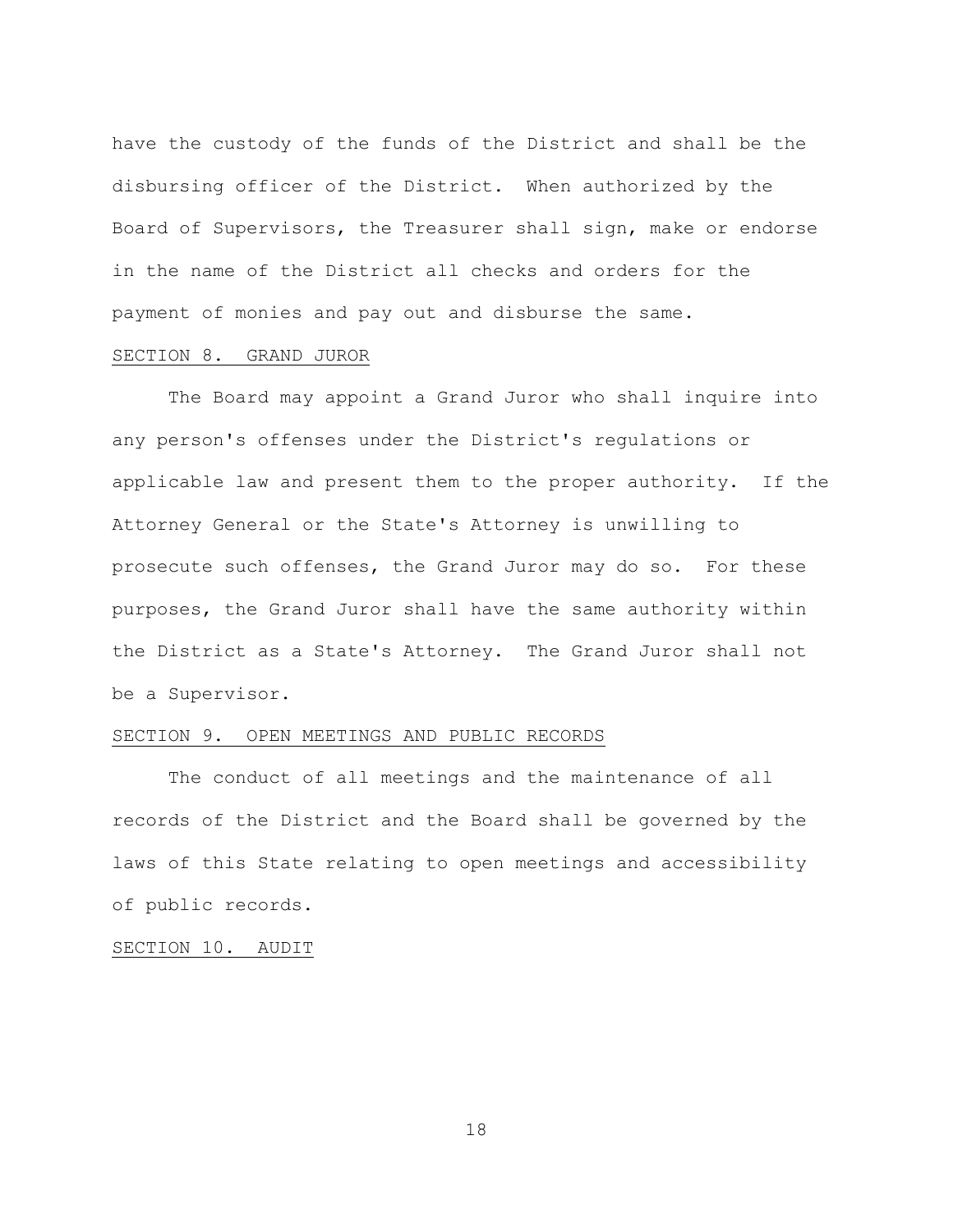have the custody of the funds of the District and shall be the disbursing officer of the District. When authorized by the Board of Supervisors, the Treasurer shall sign, make or endorse in the name of the District all checks and orders for the payment of monies and pay out and disburse the same.

SECTION 8. GRAND JUROR

The Board may appoint a Grand Juror who shall inquire into any person's offenses under the District's regulations or applicable law and present them to the proper authority. If the Attorney General or the State's Attorney is unwilling to prosecute such offenses, the Grand Juror may do so. For these purposes, the Grand Juror shall have the same authority within the District as a State's Attorney. The Grand Juror shall not be a Supervisor.

SECTION 9. OPEN MEETINGS AND PUBLIC RECORDS

The conduct of all meetings and the maintenance of all records of the District and the Board shall be governed by the laws of this State relating to open meetings and accessibility of public records.

SECTION 10. AUDIT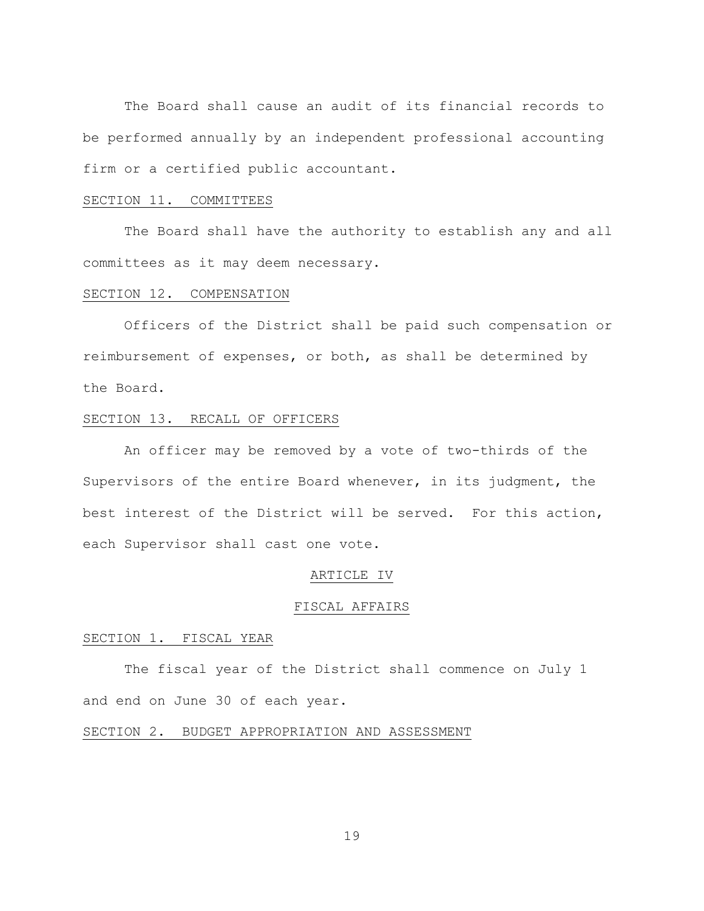The Board shall cause an audit of its financial records to be performed annually by an independent professional accounting firm or a certified public accountant.

SECTION 11. COMMITTEES

The Board shall have the authority to establish any and all committees as it may deem necessary.

SECTION 12. COMPENSATION

Officers of the District shall be paid such compensation or reimbursement of expenses, or both, as shall be determined by the Board.

SECTION 13. RECALL OF OFFICERS

An officer may be removed by a vote of two-thirds of the Supervisors of the entire Board whenever, in its judgment, the best interest of the District will be served. For this action, each Supervisor shall cast one vote.

## ARTICLE IV

## FISCAL AFFAIRS

SECTION 1. FISCAL YEAR

The fiscal year of the District shall commence on July 1 and end on June 30 of each year.

SECTION 2. BUDGET APPROPRIATION AND ASSESSMENT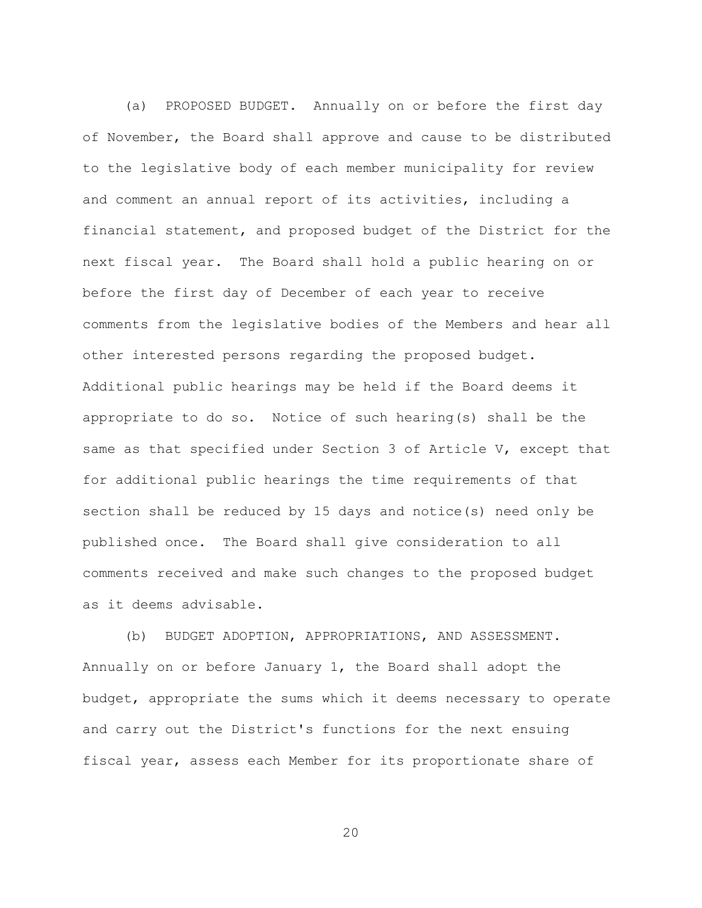(a) PROPOSED BUDGET. Annually on or before the first day of November, the Board shall approve and cause to be distributed to the legislative body of each member municipality for review and comment an annual report of its activities, including a financial statement, and proposed budget of the District for the next fiscal year. The Board shall hold a public hearing on or before the first day of December of each year to receive comments from the legislative bodies of the Members and hear all other interested persons regarding the proposed budget. Additional public hearings may be held if the Board deems it appropriate to do so. Notice of such hearing(s) shall be the same as that specified under Section 3 of Article V, except that for additional public hearings the time requirements of that section shall be reduced by 15 days and notice(s) need only be published once. The Board shall give consideration to all comments received and make such changes to the proposed budget as it deems advisable.

(b) BUDGET ADOPTION, APPROPRIATIONS, AND ASSESSMENT. Annually on or before January 1, the Board shall adopt the budget, appropriate the sums which it deems necessary to operate and carry out the District's functions for the next ensuing fiscal year, assess each Member for its proportionate share of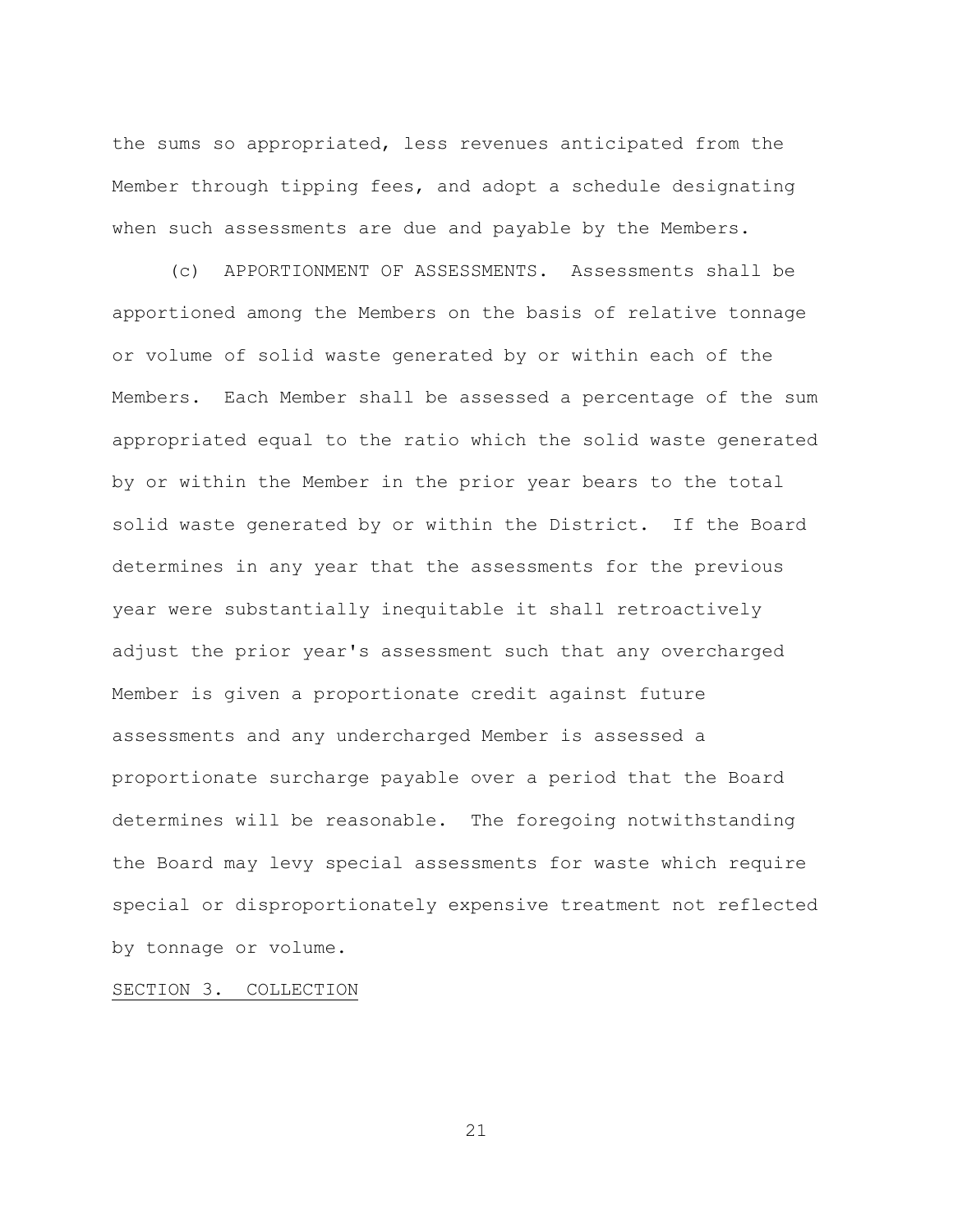the sums so appropriated, less revenues anticipated from the Member through tipping fees, and adopt a schedule designating when such assessments are due and payable by the Members.

(c) APPORTIONMENT OF ASSESSMENTS. Assessments shall be apportioned among the Members on the basis of relative tonnage or volume of solid waste generated by or within each of the Members. Each Member shall be assessed a percentage of the sum appropriated equal to the ratio which the solid waste generated by or within the Member in the prior year bears to the total solid waste generated by or within the District. If the Board determines in any year that the assessments for the previous year were substantially inequitable it shall retroactively adjust the prior year's assessment such that any overcharged Member is given a proportionate credit against future assessments and any undercharged Member is assessed a proportionate surcharge payable over a period that the Board determines will be reasonable. The foregoing notwithstanding the Board may levy special assessments for waste which require special or disproportionately expensive treatment not reflected by tonnage or volume.

SECTION 3. COLLECTION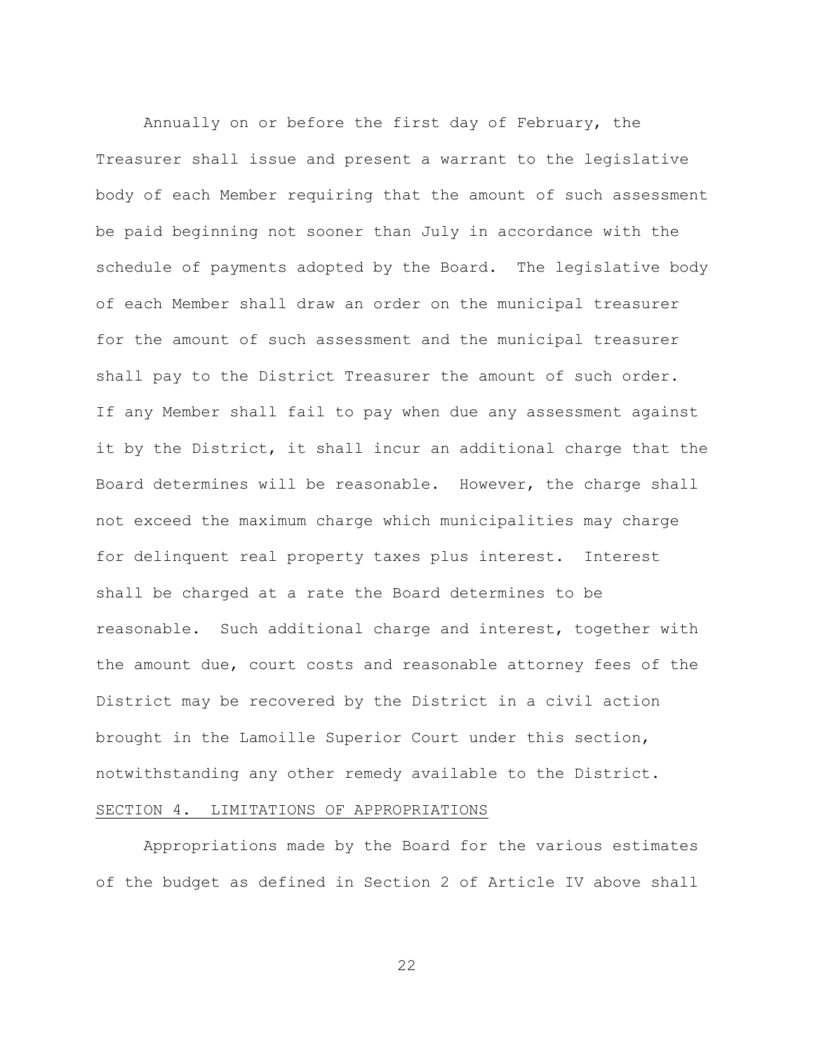Annually on or before the first day of February, the Treasurer shall issue and present a warrant to the legislative body of each Member requiring that the amount of such assessment be paid beginning not sooner than July in accordance with the schedule of payments adopted by the Board. The legislative body of each Member shall draw an order on the municipal treasurer for the amount of such assessment and the municipal treasurer shall pay to the District Treasurer the amount of such order. If any Member shall fail to pay when due any assessment against it by the District, it shall incur an additional charge that the Board determines will be reasonable. However, the charge shall not exceed the maximum charge which municipalities may charge for delinquent real property taxes plus interest. Interest shall be charged at a rate the Board determines to be reasonable. Such additional charge and interest, together with the amount due, court costs and reasonable attorney fees of the District may be recovered by the District in a civil action brought in the Lamoille Superior Court under this section, notwithstanding any other remedy available to the District.

SECTION 4. LIMITATIONS OF APPROPRIATIONS

Appropriations made by the Board for the various estimates of the budget as defined in Section 2 of Article IV above shall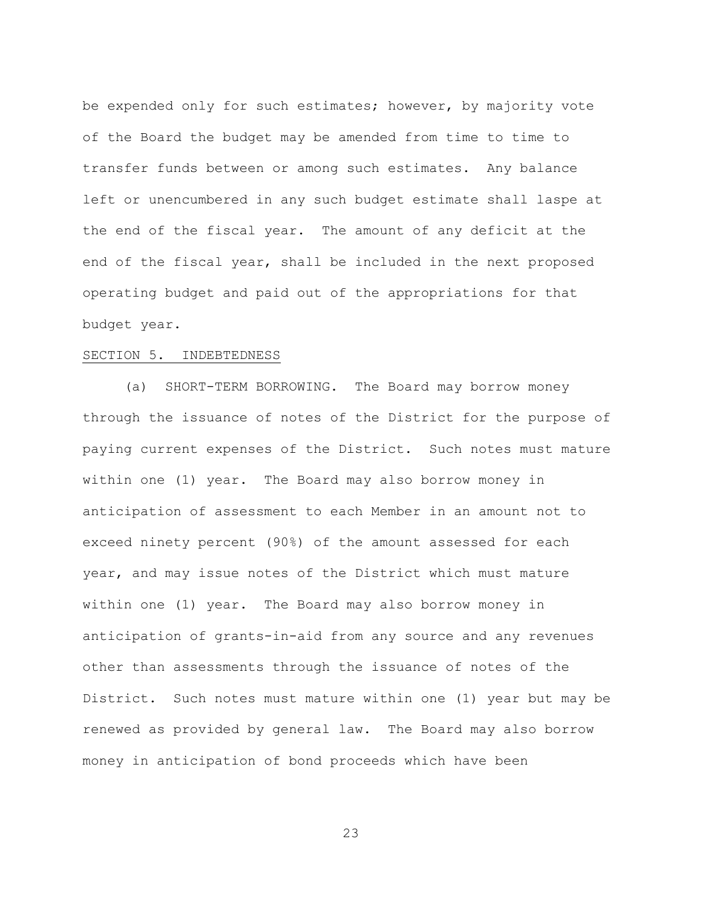be expended only for such estimates; however, by majority vote of the Board the budget may be amended from time to time to transfer funds between or among such estimates. Any balance left or unencumbered in any such budget estimate shall laspe at the end of the fiscal year. The amount of any deficit at the end of the fiscal year, shall be included in the next proposed operating budget and paid out of the appropriations for that budget year.

## SECTION 5. INDEBTEDNESS

(a) SHORT-TERM BORROWING. The Board may borrow money through the issuance of notes of the District for the purpose of paying current expenses of the District. Such notes must mature within one (1) year. The Board may also borrow money in anticipation of assessment to each Member in an amount not to exceed ninety percent (90%) of the amount assessed for each year, and may issue notes of the District which must mature within one (1) year. The Board may also borrow money in anticipation of grants-in-aid from any source and any revenues other than assessments through the issuance of notes of the District. Such notes must mature within one (1) year but may be renewed as provided by general law. The Board may also borrow money in anticipation of bond proceeds which have been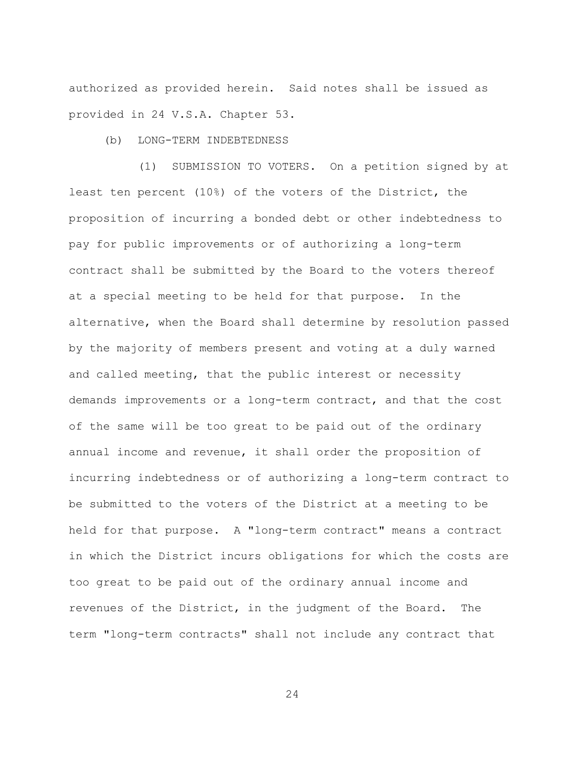authorized as provided herein. Said notes shall be issued as provided in 24 V.S.A. Chapter 53.

(b) LONG-TERM INDEBTEDNESS

(1) SUBMISSION TO VOTERS. On a petition signed by at least ten percent (10%) of the voters of the District, the proposition of incurring a bonded debt or other indebtedness to pay for public improvements or of authorizing a long-term contract shall be submitted by the Board to the voters thereof at a special meeting to be held for that purpose. In the alternative, when the Board shall determine by resolution passed by the majority of members present and voting at a duly warned and called meeting, that the public interest or necessity demands improvements or a long-term contract, and that the cost of the same will be too great to be paid out of the ordinary annual income and revenue, it shall order the proposition of incurring indebtedness or of authorizing a long-term contract to be submitted to the voters of the District at a meeting to be held for that purpose. A "long-term contract" means a contract in which the District incurs obligations for which the costs are too great to be paid out of the ordinary annual income and revenues of the District, in the judgment of the Board. The term "long-term contracts" shall not include any contract that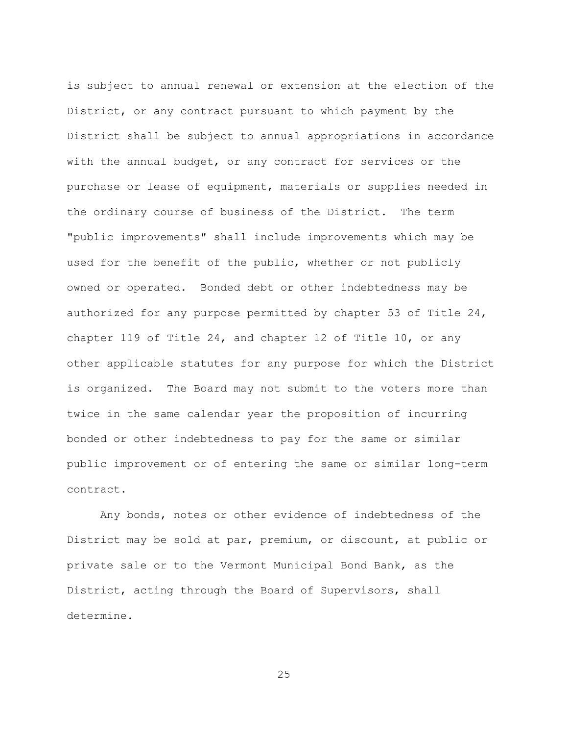is subject to annual renewal or extension at the election of the District, or any contract pursuant to which payment by the District shall be subject to annual appropriations in accordance with the annual budget, or any contract for services or the purchase or lease of equipment, materials or supplies needed in the ordinary course of business of the District. The term "public improvements" shall include improvements which may be used for the benefit of the public, whether or not publicly owned or operated. Bonded debt or other indebtedness may be authorized for any purpose permitted by chapter 53 of Title 24, chapter 119 of Title 24, and chapter 12 of Title 10, or any other applicable statutes for any purpose for which the District is organized. The Board may not submit to the voters more than twice in the same calendar year the proposition of incurring bonded or other indebtedness to pay for the same or similar public improvement or of entering the same or similar long-term contract.

Any bonds, notes or other evidence of indebtedness of the District may be sold at par, premium, or discount, at public or private sale or to the Vermont Municipal Bond Bank, as the District, acting through the Board of Supervisors, shall determine.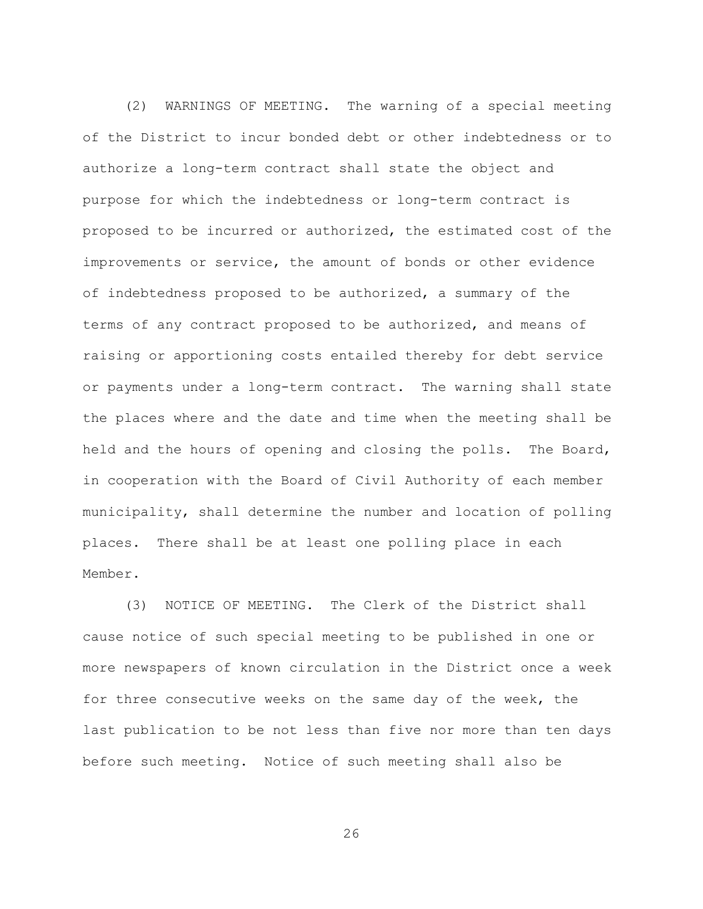(2) WARNINGS OF MEETING. The warning of a special meeting of the District to incur bonded debt or other indebtedness or to authorize a long-term contract shall state the object and purpose for which the indebtedness or long-term contract is proposed to be incurred or authorized, the estimated cost of the improvements or service, the amount of bonds or other evidence of indebtedness proposed to be authorized, a summary of the terms of any contract proposed to be authorized, and means of raising or apportioning costs entailed thereby for debt service or payments under a long-term contract. The warning shall state the places where and the date and time when the meeting shall be held and the hours of opening and closing the polls. The Board, in cooperation with the Board of Civil Authority of each member municipality, shall determine the number and location of polling places. There shall be at least one polling place in each Member.

(3) NOTICE OF MEETING. The Clerk of the District shall cause notice of such special meeting to be published in one or more newspapers of known circulation in the District once a week for three consecutive weeks on the same day of the week, the last publication to be not less than five nor more than ten days before such meeting. Notice of such meeting shall also be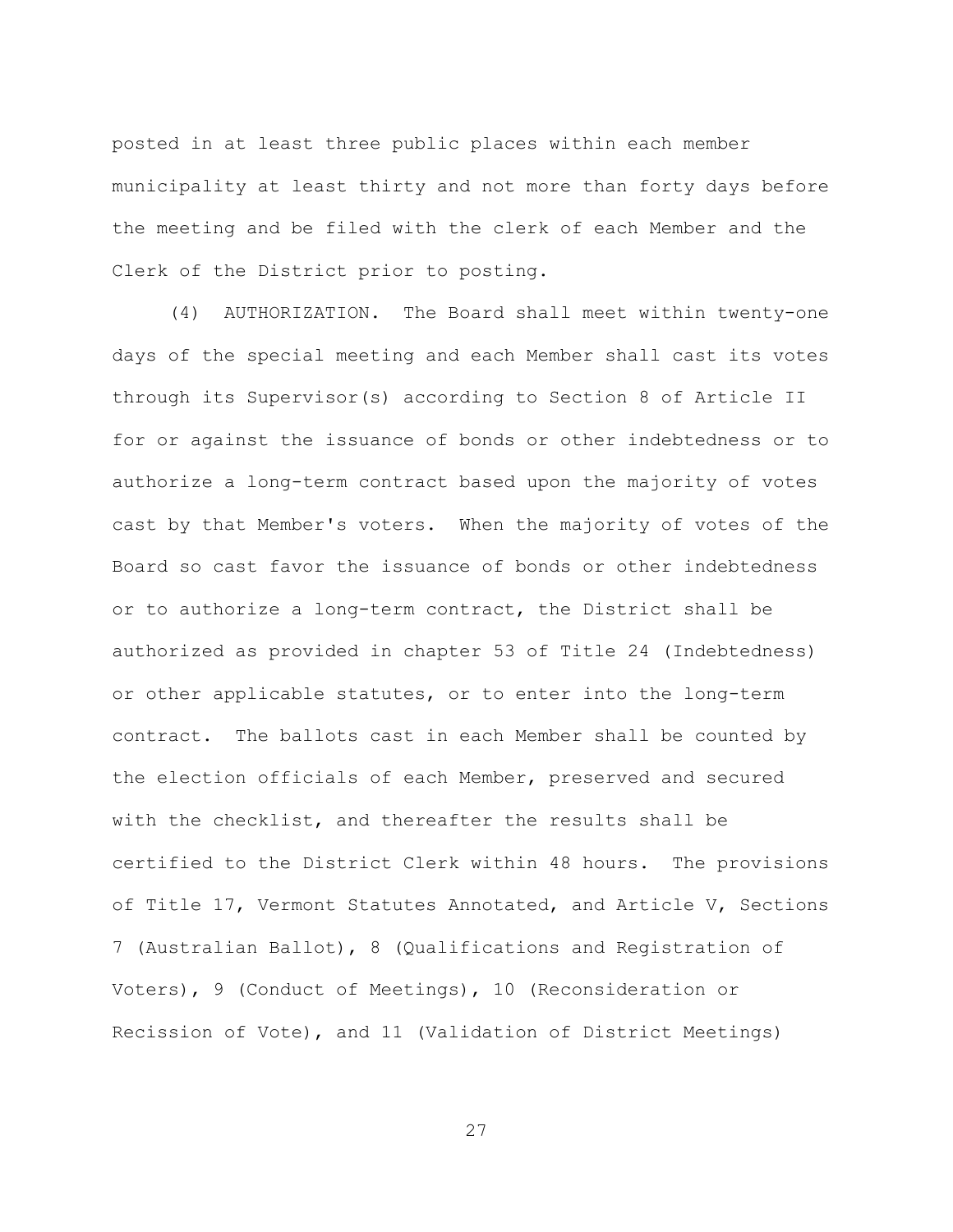posted in at least three public places within each member municipality at least thirty and not more than forty days before the meeting and be filed with the clerk of each Member and the Clerk of the District prior to posting.

(4) AUTHORIZATION. The Board shall meet within twenty-one days of the special meeting and each Member shall cast its votes through its Supervisor(s) according to Section 8 of Article II for or against the issuance of bonds or other indebtedness or to authorize a long-term contract based upon the majority of votes cast by that Member's voters. When the majority of votes of the Board so cast favor the issuance of bonds or other indebtedness or to authorize a long-term contract, the District shall be authorized as provided in chapter 53 of Title 24 (Indebtedness) or other applicable statutes, or to enter into the long-term contract. The ballots cast in each Member shall be counted by the election officials of each Member, preserved and secured with the checklist, and thereafter the results shall be certified to the District Clerk within 48 hours. The provisions of Title 17, Vermont Statutes Annotated, and Article V, Sections 7 (Australian Ballot), 8 (Qualifications and Registration of Voters), 9 (Conduct of Meetings), 10 (Reconsideration or Recission of Vote), and 11 (Validation of District Meetings)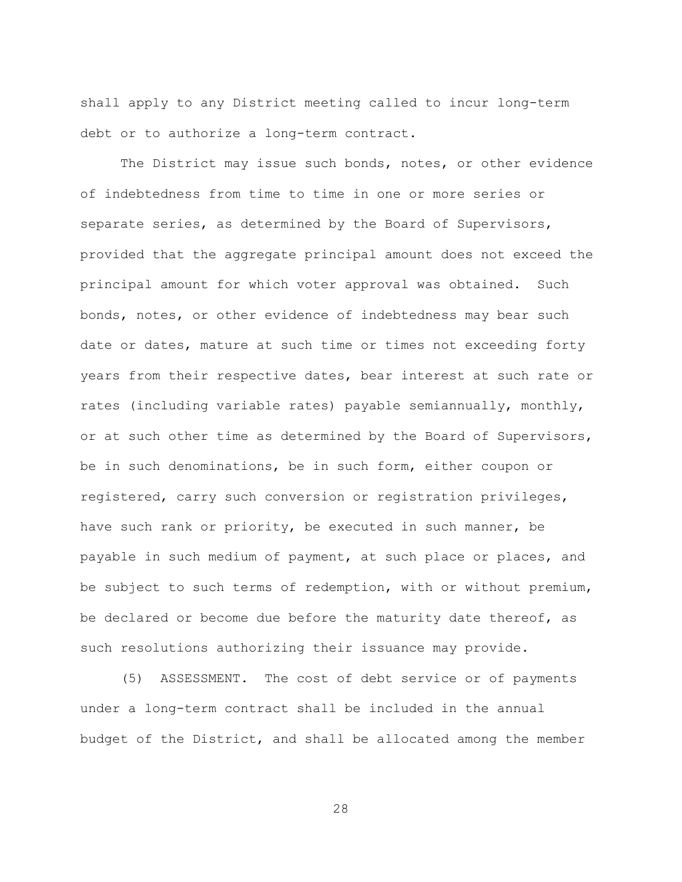shall apply to any District meeting called to incur long-term debt or to authorize a long-term contract.

The District may issue such bonds, notes, or other evidence of indebtedness from time to time in one or more series or separate series, as determined by the Board of Supervisors, provided that the aggregate principal amount does not exceed the principal amount for which voter approval was obtained. Such bonds, notes, or other evidence of indebtedness may bear such date or dates, mature at such time or times not exceeding forty years from their respective dates, bear interest at such rate or rates (including variable rates) payable semiannually, monthly, or at such other time as determined by the Board of Supervisors, be in such denominations, be in such form, either coupon or registered, carry such conversion or registration privileges, have such rank or priority, be executed in such manner, be payable in such medium of payment, at such place or places, and be subject to such terms of redemption, with or without premium, be declared or become due before the maturity date thereof, as such resolutions authorizing their issuance may provide.

(5) ASSESSMENT. The cost of debt service or of payments under a long-term contract shall be included in the annual budget of the District, and shall be allocated among the member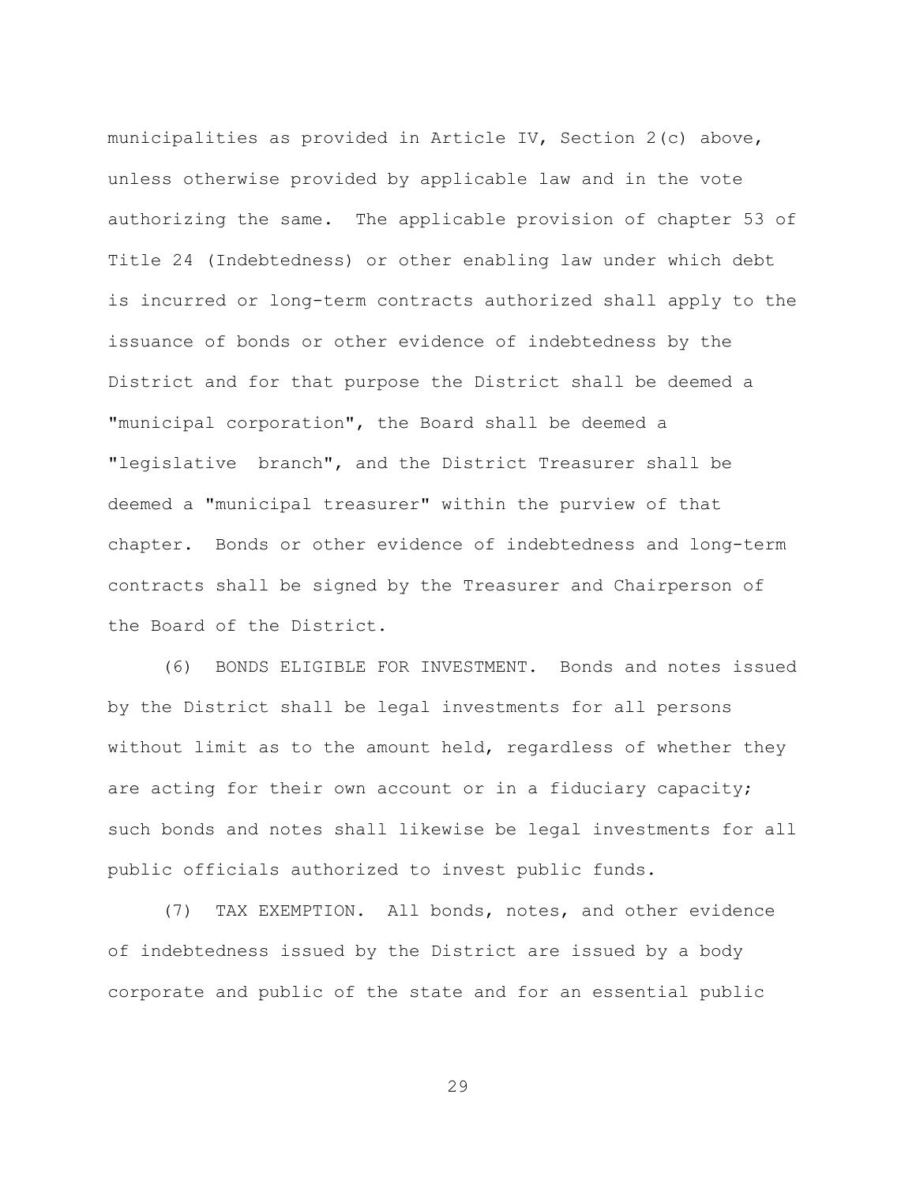municipalities as provided in Article IV, Section 2(c) above, unless otherwise provided by applicable law and in the vote authorizing the same. The applicable provision of chapter 53 of Title 24 (Indebtedness) or other enabling law under which debt is incurred or long-term contracts authorized shall apply to the issuance of bonds or other evidence of indebtedness by the District and for that purpose the District shall be deemed a "municipal corporation", the Board shall be deemed a "legislative branch", and the District Treasurer shall be deemed a "municipal treasurer" within the purview of that chapter. Bonds or other evidence of indebtedness and long-term contracts shall be signed by the Treasurer and Chairperson of the Board of the District.

(6) BONDS ELIGIBLE FOR INVESTMENT. Bonds and notes issued by the District shall be legal investments for all persons without limit as to the amount held, regardless of whether they are acting for their own account or in a fiduciary capacity; such bonds and notes shall likewise be legal investments for all public officials authorized to invest public funds.

(7) TAX EXEMPTION. All bonds, notes, and other evidence of indebtedness issued by the District are issued by a body corporate and public of the state and for an essential public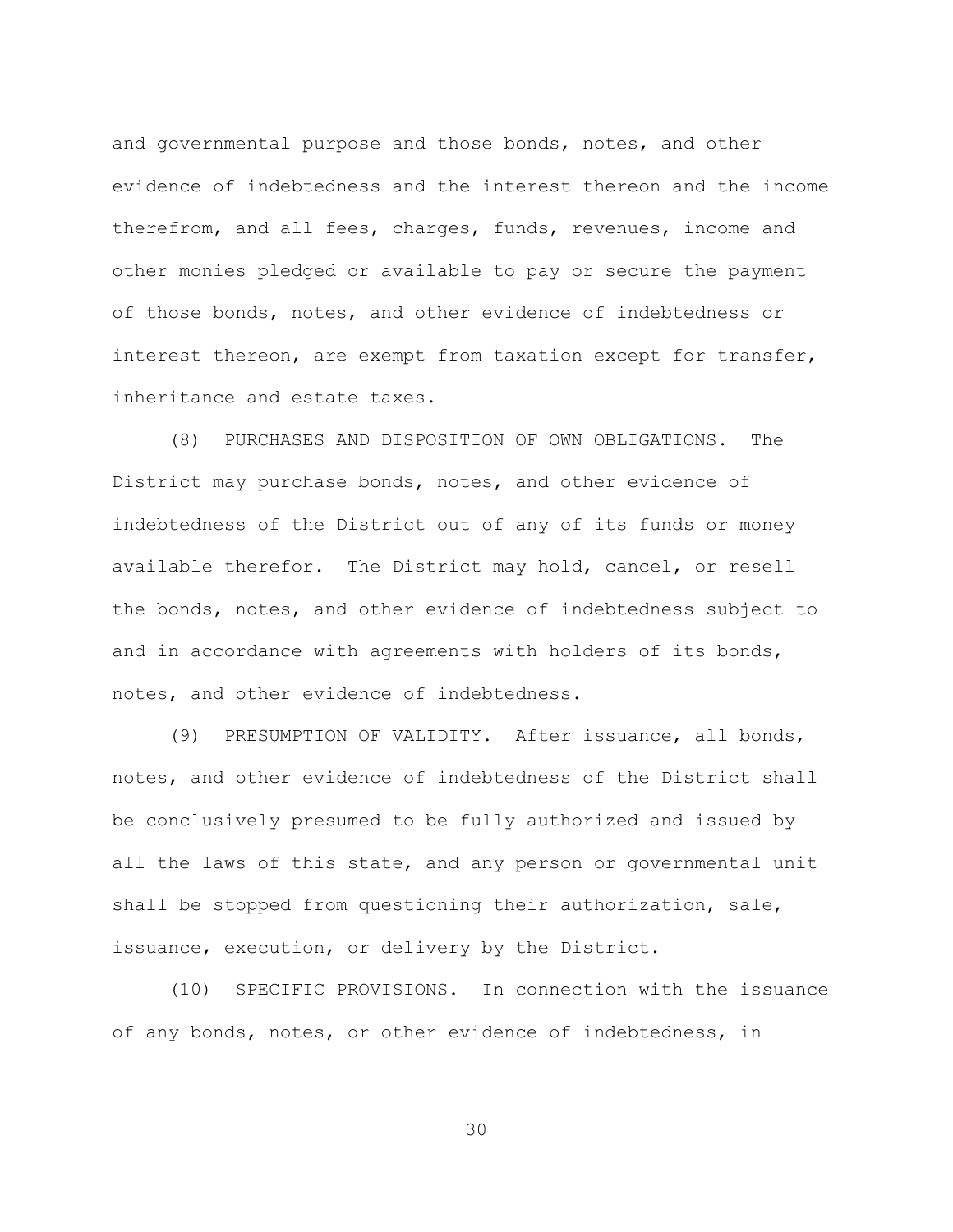and governmental purpose and those bonds, notes, and other evidence of indebtedness and the interest thereon and the income therefrom, and all fees, charges, funds, revenues, income and other monies pledged or available to pay or secure the payment of those bonds, notes, and other evidence of indebtedness or interest thereon, are exempt from taxation except for transfer, inheritance and estate taxes.

(8) PURCHASES AND DISPOSITION OF OWN OBLIGATIONS. The District may purchase bonds, notes, and other evidence of indebtedness of the District out of any of its funds or money available therefor. The District may hold, cancel, or resell the bonds, notes, and other evidence of indebtedness subject to and in accordance with agreements with holders of its bonds, notes, and other evidence of indebtedness.

(9) PRESUMPTION OF VALIDITY. After issuance, all bonds, notes, and other evidence of indebtedness of the District shall be conclusively presumed to be fully authorized and issued by all the laws of this state, and any person or governmental unit shall be stopped from questioning their authorization, sale, issuance, execution, or delivery by the District.

(10) SPECIFIC PROVISIONS. In connection with the issuance of any bonds, notes, or other evidence of indebtedness, in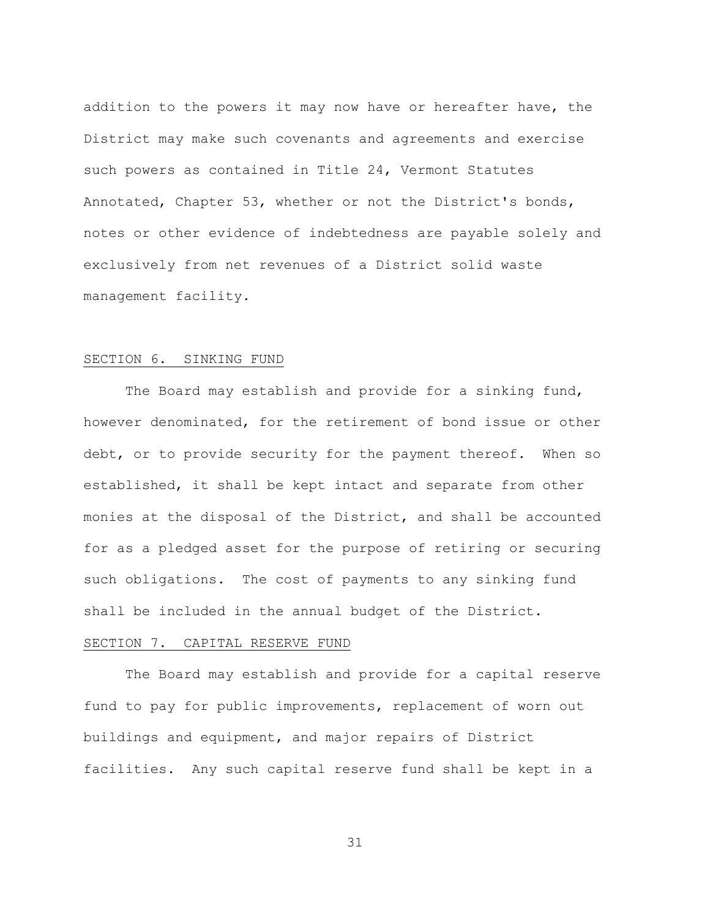addition to the powers it may now have or hereafter have, the District may make such covenants and agreements and exercise such powers as contained in Title 24, Vermont Statutes Annotated, Chapter 53, whether or not the District's bonds, notes or other evidence of indebtedness are payable solely and exclusively from net revenues of a District solid waste management facility.

## SECTION 6. SINKING FUND

The Board may establish and provide for a sinking fund, however denominated, for the retirement of bond issue or other debt, or to provide security for the payment thereof. When so established, it shall be kept intact and separate from other monies at the disposal of the District, and shall be accounted for as a pledged asset for the purpose of retiring or securing such obligations. The cost of payments to any sinking fund shall be included in the annual budget of the District.

## SECTION 7. CAPITAL RESERVE FUND

The Board may establish and provide for a capital reserve fund to pay for public improvements, replacement of worn out buildings and equipment, and major repairs of District facilities. Any such capital reserve fund shall be kept in a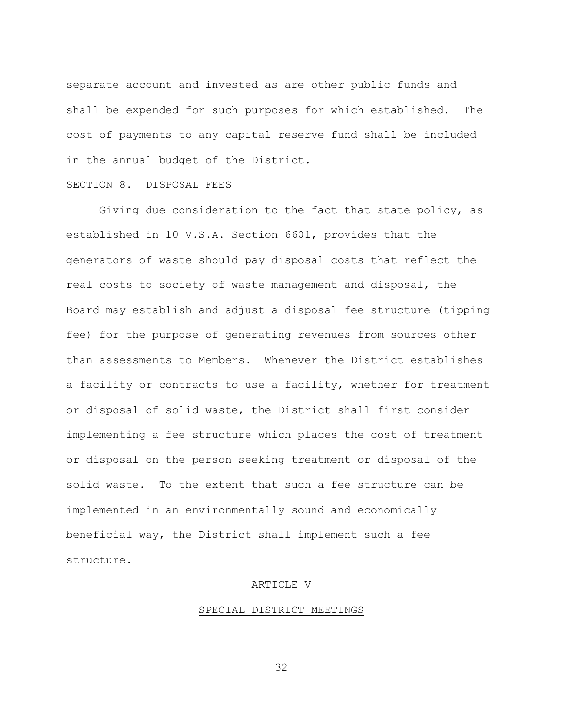separate account and invested as are other public funds and shall be expended for such purposes for which established. The cost of payments to any capital reserve fund shall be included in the annual budget of the District.

### SECTION 8. DISPOSAL FEES

Giving due consideration to the fact that state policy, as established in 10 V.S.A. Section 6601, provides that the generators of waste should pay disposal costs that reflect the real costs to society of waste management and disposal, the Board may establish and adjust a disposal fee structure (tipping fee) for the purpose of generating revenues from sources other than assessments to Members. Whenever the District establishes a facility or contracts to use a facility, whether for treatment or disposal of solid waste, the District shall first consider implementing a fee structure which places the cost of treatment or disposal on the person seeking treatment or disposal of the solid waste. To the extent that such a fee structure can be implemented in an environmentally sound and economically beneficial way, the District shall implement such a fee structure.

## ARTICLE V

## SPECIAL DISTRICT MEETINGS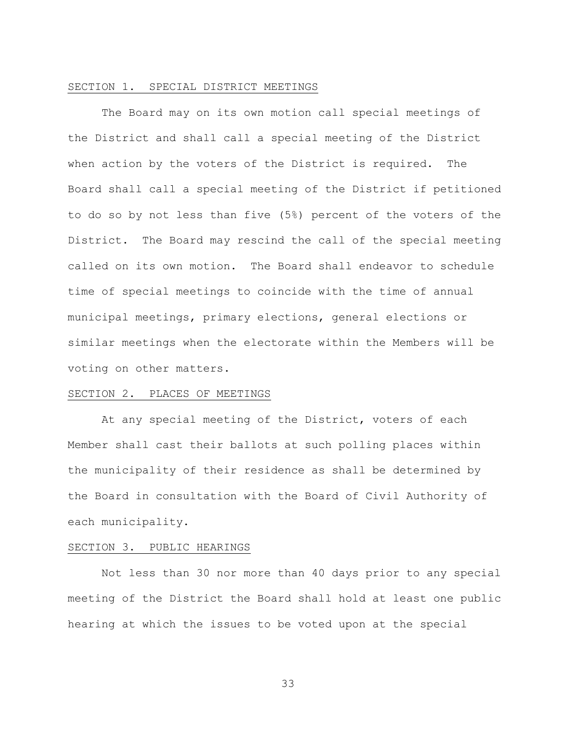SECTION 1. SPECIAL DISTRICT MEETINGS

The Board may on its own motion call special meetings of the District and shall call a special meeting of the District when action by the voters of the District is required. The Board shall call a special meeting of the District if petitioned to do so by not less than five (5%) percent of the voters of the District. The Board may rescind the call of the special meeting called on its own motion. The Board shall endeavor to schedule time of special meetings to coincide with the time of annual municipal meetings, primary elections, general elections or similar meetings when the electorate within the Members will be voting on other matters.

SECTION 2. PLACES OF MEETINGS

At any special meeting of the District, voters of each Member shall cast their ballots at such polling places within the municipality of their residence as shall be determined by the Board in consultation with the Board of Civil Authority of each municipality.

SECTION 3. PUBLIC HEARINGS

Not less than 30 nor more than 40 days prior to any special meeting of the District the Board shall hold at least one public hearing at which the issues to be voted upon at the special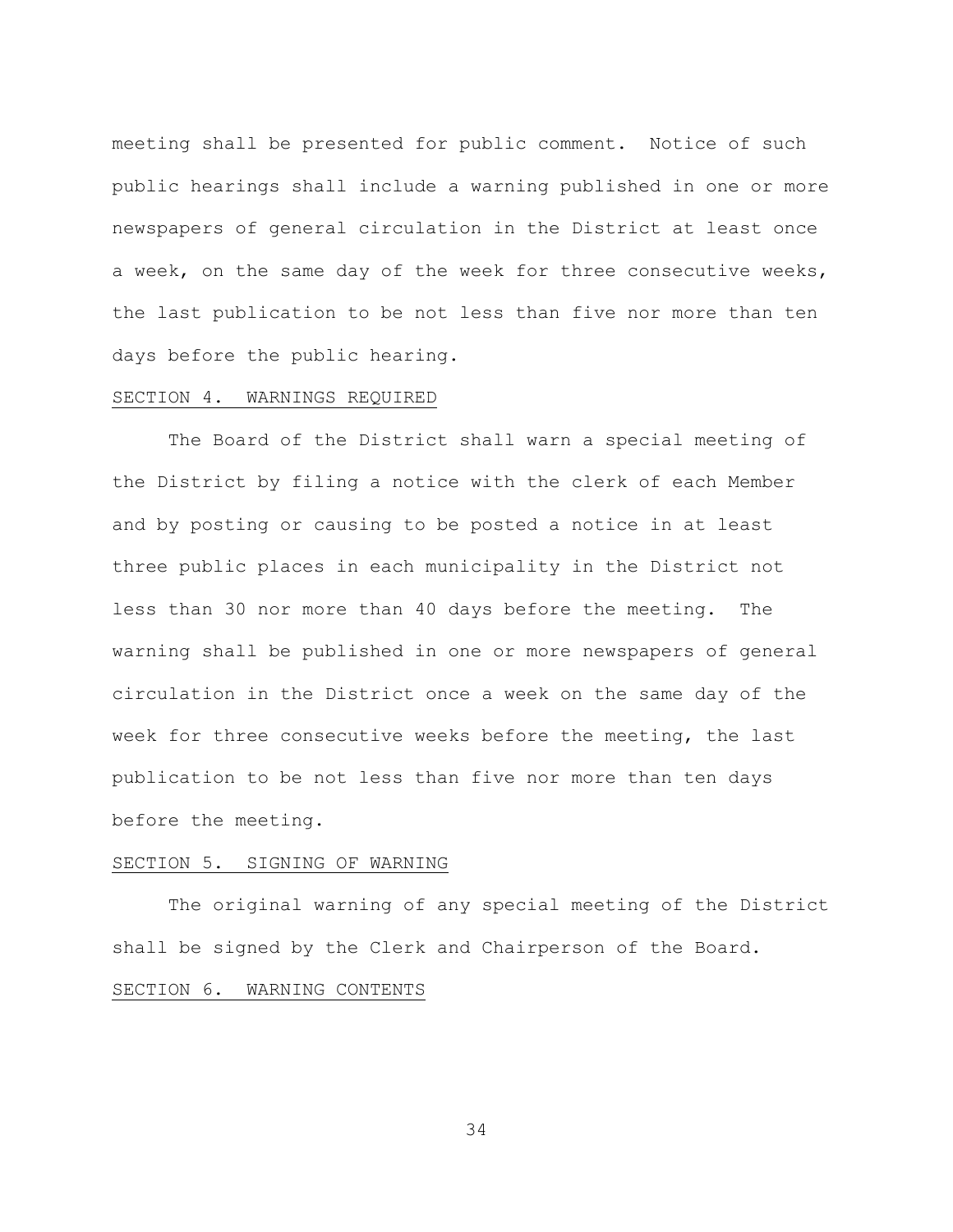meeting shall be presented for public comment. Notice of such public hearings shall include a warning published in one or more newspapers of general circulation in the District at least once a week, on the same day of the week for three consecutive weeks, the last publication to be not less than five nor more than ten days before the public hearing.

### SECTION 4. WARNINGS REQUIRED

The Board of the District shall warn a special meeting of the District by filing a notice with the clerk of each Member and by posting or causing to be posted a notice in at least three public places in each municipality in the District not less than 30 nor more than 40 days before the meeting. The warning shall be published in one or more newspapers of general circulation in the District once a week on the same day of the week for three consecutive weeks before the meeting, the last publication to be not less than five nor more than ten days before the meeting.

### SECTION 5. SIGNING OF WARNING

The original warning of any special meeting of the District shall be signed by the Clerk and Chairperson of the Board.

### SECTION 6. WARNING CONTENTS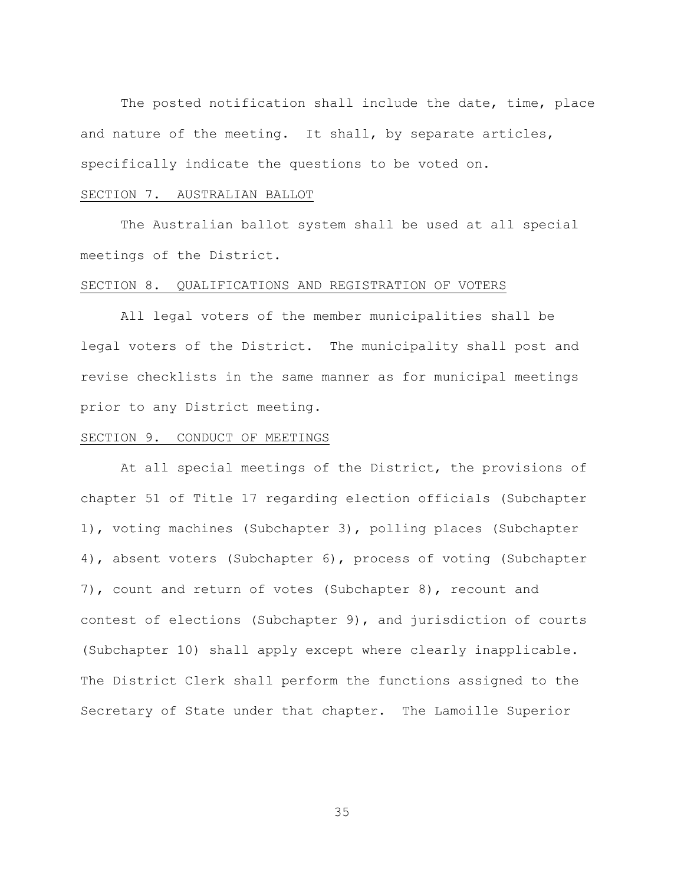The posted notification shall include the date, time, place and nature of the meeting. It shall, by separate articles, specifically indicate the questions to be voted on.

## SECTION 7. AUSTRALIAN BALLOT

The Australian ballot system shall be used at all special meetings of the District.

## SECTION 8. QUALIFICATIONS AND REGISTRATION OF VOTERS

All legal voters of the member municipalities shall be legal voters of the District. The municipality shall post and revise checklists in the same manner as for municipal meetings prior to any District meeting.

## SECTION 9. CONDUCT OF MEETINGS

At all special meetings of the District, the provisions of chapter 51 of Title 17 regarding election officials (Subchapter 1), voting machines (Subchapter 3), polling places (Subchapter 4), absent voters (Subchapter 6), process of voting (Subchapter 7), count and return of votes (Subchapter 8), recount and contest of elections (Subchapter 9), and jurisdiction of courts (Subchapter 10) shall apply except where clearly inapplicable. The District Clerk shall perform the functions assigned to the Secretary of State under that chapter. The Lamoille Superior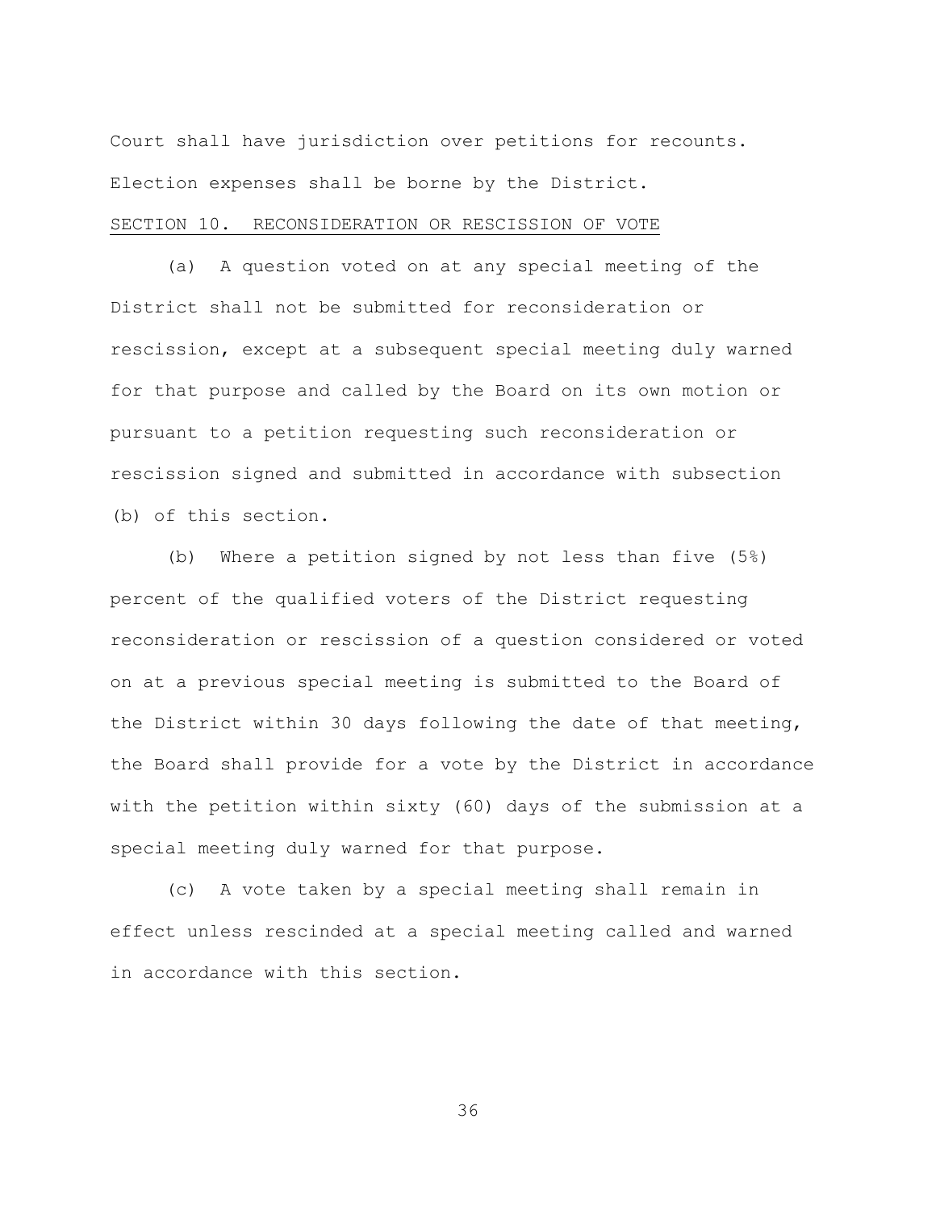Court shall have jurisdiction over petitions for recounts. Election expenses shall be borne by the District.

SECTION 10. RECONSIDERATION OR RESCISSION OF VOTE

(a) A question voted on at any special meeting of the District shall not be submitted for reconsideration or rescission, except at a subsequent special meeting duly warned for that purpose and called by the Board on its own motion or pursuant to a petition requesting such reconsideration or rescission signed and submitted in accordance with subsection (b) of this section.

(b) Where a petition signed by not less than five (5%) percent of the qualified voters of the District requesting reconsideration or rescission of a question considered or voted on at a previous special meeting is submitted to the Board of the District within 30 days following the date of that meeting, the Board shall provide for a vote by the District in accordance with the petition within sixty (60) days of the submission at a special meeting duly warned for that purpose.

(c) A vote taken by a special meeting shall remain in effect unless rescinded at a special meeting called and warned in accordance with this section.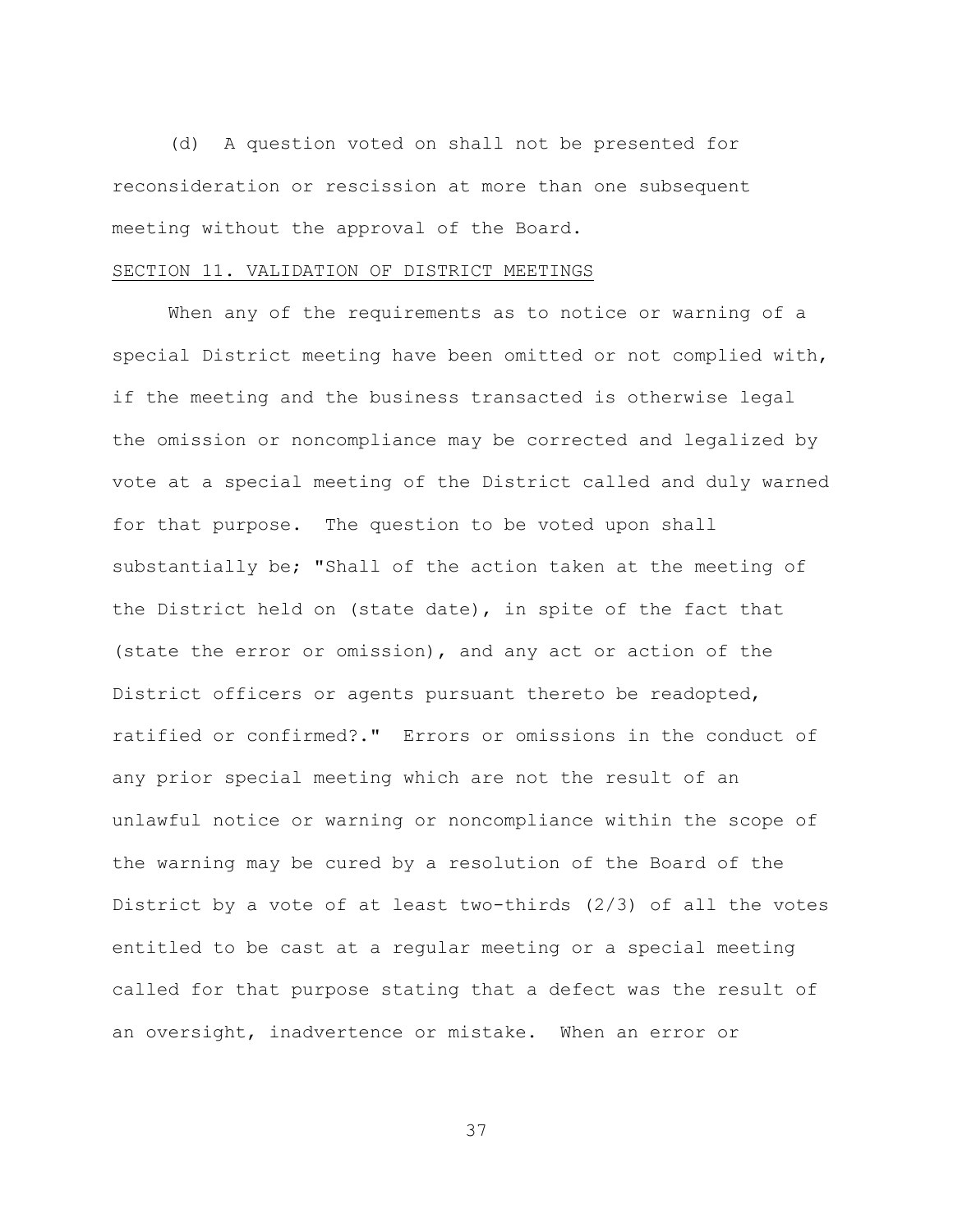(d) A question voted on shall not be presented for reconsideration or rescission at more than one subsequent meeting without the approval of the Board.

SECTION 11. VALIDATION OF DISTRICT MEETINGS

When any of the requirements as to notice or warning of a special District meeting have been omitted or not complied with, if the meeting and the business transacted is otherwise legal the omission or noncompliance may be corrected and legalized by vote at a special meeting of the District called and duly warned for that purpose. The question to be voted upon shall substantially be; "Shall of the action taken at the meeting of the District held on (state date), in spite of the fact that (state the error or omission), and any act or action of the District officers or agents pursuant thereto be readopted, ratified or confirmed?." Errors or omissions in the conduct of any prior special meeting which are not the result of an unlawful notice or warning or noncompliance within the scope of the warning may be cured by a resolution of the Board of the District by a vote of at least two-thirds (2/3) of all the votes entitled to be cast at a regular meeting or a special meeting called for that purpose stating that a defect was the result of an oversight, inadvertence or mistake. When an error or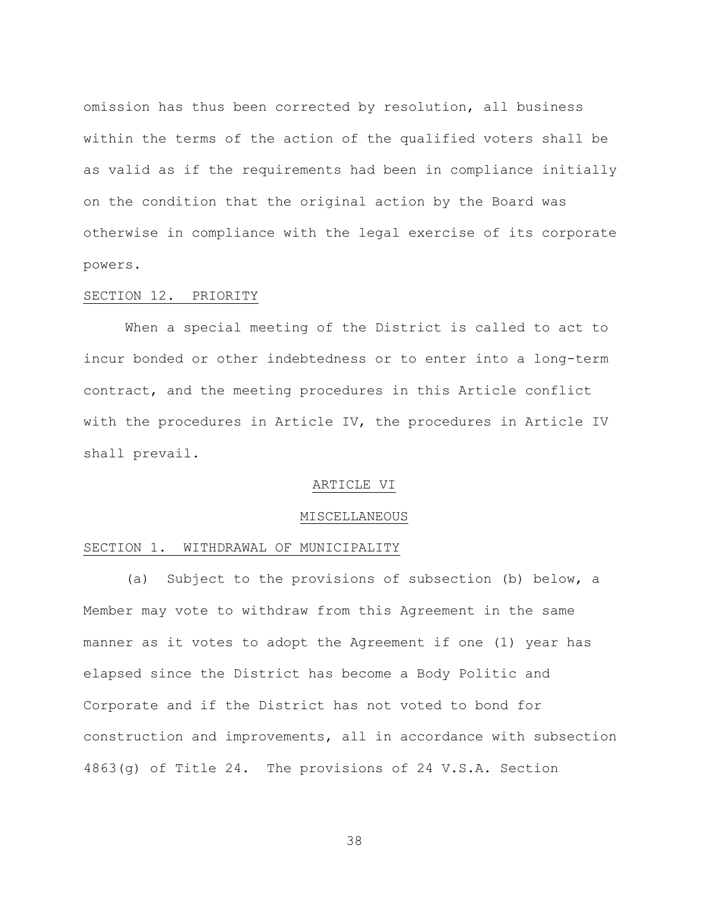omission has thus been corrected by resolution, all business within the terms of the action of the qualified voters shall be as valid as if the requirements had been in compliance initially on the condition that the original action by the Board was otherwise in compliance with the legal exercise of its corporate powers.

SECTION 12. PRIORITY

When a special meeting of the District is called to act to incur bonded or other indebtedness or to enter into a long-term contract, and the meeting procedures in this Article conflict with the procedures in Article IV, the procedures in Article IV shall prevail.

## ARTICLE VI

## MISCELLANEOUS

SECTION 1. WITHDRAWAL OF MUNICIPALITY

(a) Subject to the provisions of subsection (b) below, a Member may vote to withdraw from this Agreement in the same manner as it votes to adopt the Agreement if one (1) year has elapsed since the District has become a Body Politic and Corporate and if the District has not voted to bond for construction and improvements, all in accordance with subsection 4863(g) of Title 24. The provisions of 24 V.S.A. Section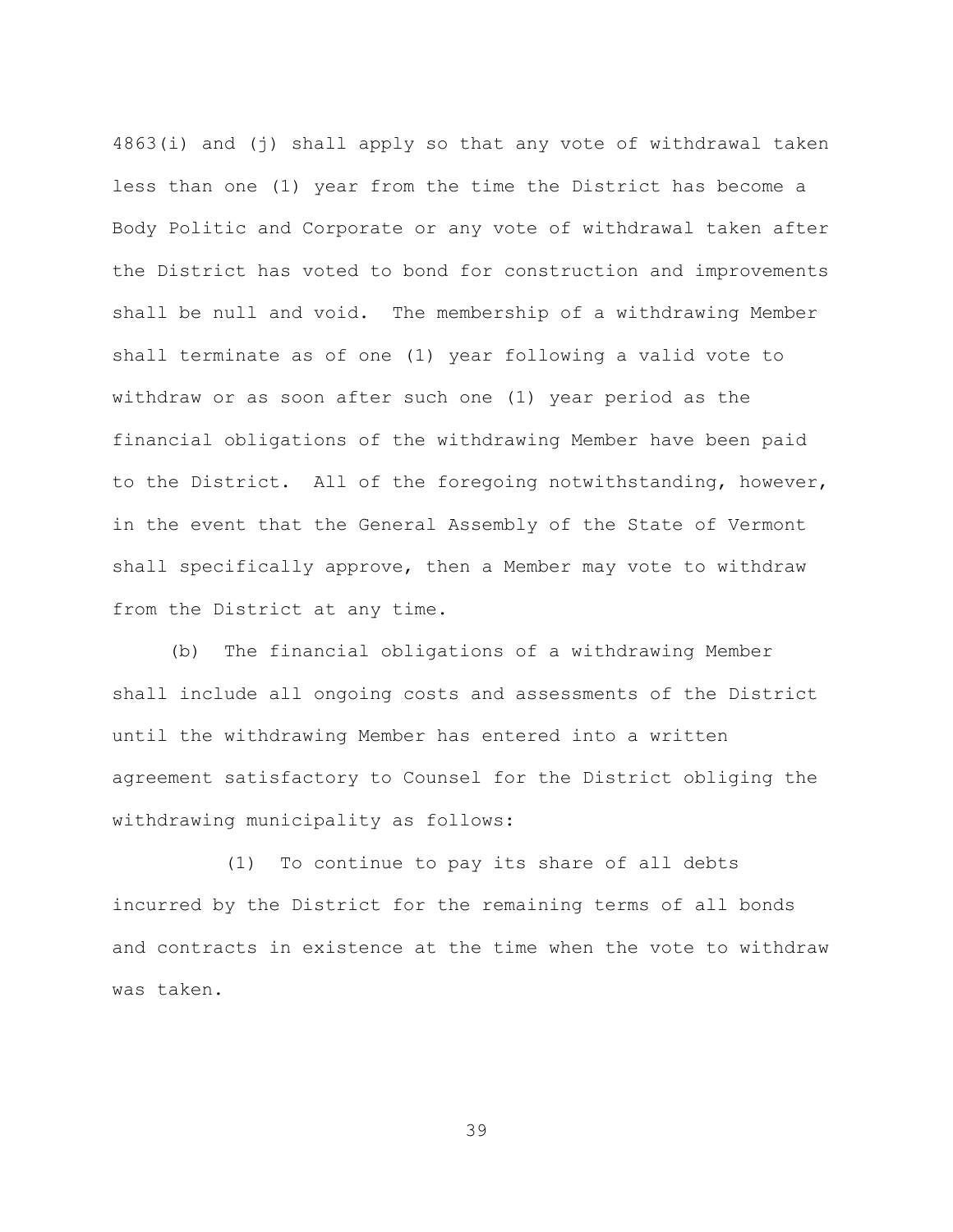4863(i) and (j) shall apply so that any vote of withdrawal taken less than one (1) year from the time the District has become a Body Politic and Corporate or any vote of withdrawal taken after the District has voted to bond for construction and improvements shall be null and void. The membership of a withdrawing Member shall terminate as of one (1) year following a valid vote to withdraw or as soon after such one (1) year period as the financial obligations of the withdrawing Member have been paid to the District. All of the foregoing notwithstanding, however, in the event that the General Assembly of the State of Vermont shall specifically approve, then a Member may vote to withdraw from the District at any time.

(b) The financial obligations of a withdrawing Member shall include all ongoing costs and assessments of the District until the withdrawing Member has entered into a written agreement satisfactory to Counsel for the District obliging the withdrawing municipality as follows:

(1) To continue to pay its share of all debts incurred by the District for the remaining terms of all bonds and contracts in existence at the time when the vote to withdraw was taken.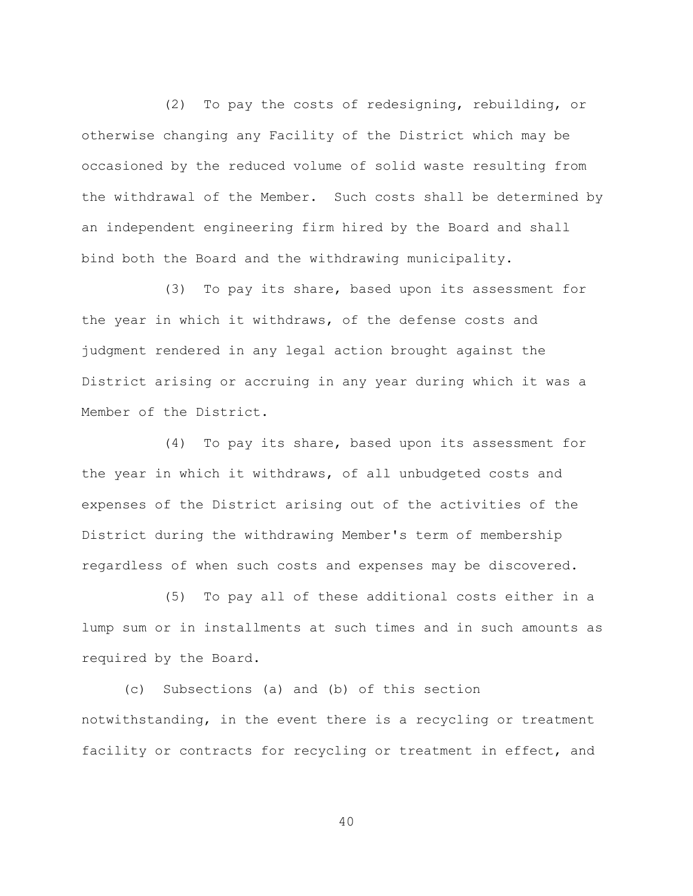(2) To pay the costs of redesigning, rebuilding, or otherwise changing any Facility of the District which may be occasioned by the reduced volume of solid waste resulting from the withdrawal of the Member. Such costs shall be determined by an independent engineering firm hired by the Board and shall bind both the Board and the withdrawing municipality.

(3) To pay its share, based upon its assessment for the year in which it withdraws, of the defense costs and judgment rendered in any legal action brought against the District arising or accruing in any year during which it was a Member of the District.

(4) To pay its share, based upon its assessment for the year in which it withdraws, of all unbudgeted costs and expenses of the District arising out of the activities of the District during the withdrawing Member's term of membership regardless of when such costs and expenses may be discovered.

(5) To pay all of these additional costs either in a lump sum or in installments at such times and in such amounts as required by the Board.

(c) Subsections (a) and (b) of this section notwithstanding, in the event there is a recycling or treatment facility or contracts for recycling or treatment in effect, and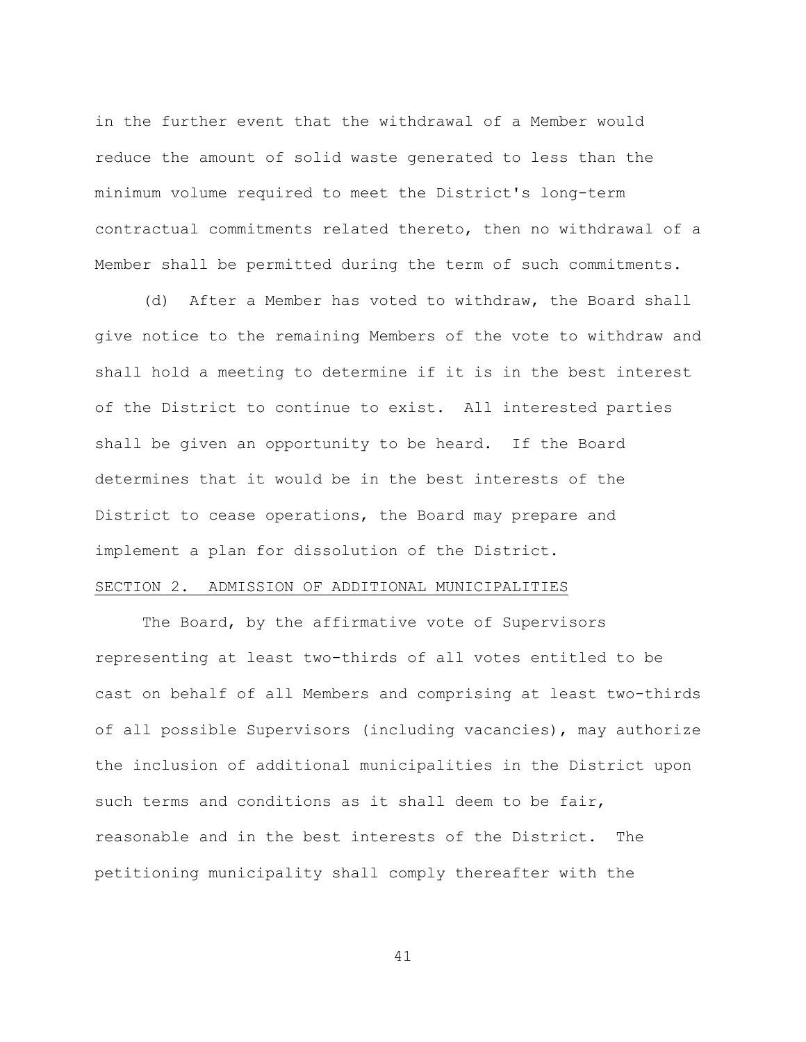in the further event that the withdrawal of a Member would reduce the amount of solid waste generated to less than the minimum volume required to meet the District's long-term contractual commitments related thereto, then no withdrawal of a Member shall be permitted during the term of such commitments.

(d) After a Member has voted to withdraw, the Board shall give notice to the remaining Members of the vote to withdraw and shall hold a meeting to determine if it is in the best interest of the District to continue to exist. All interested parties shall be given an opportunity to be heard. If the Board determines that it would be in the best interests of the District to cease operations, the Board may prepare and implement a plan for dissolution of the District.

SECTION 2. ADMISSION OF ADDITIONAL MUNICIPALITIES

The Board, by the affirmative vote of Supervisors representing at least two-thirds of all votes entitled to be cast on behalf of all Members and comprising at least two-thirds of all possible Supervisors (including vacancies), may authorize the inclusion of additional municipalities in the District upon such terms and conditions as it shall deem to be fair, reasonable and in the best interests of the District. The petitioning municipality shall comply thereafter with the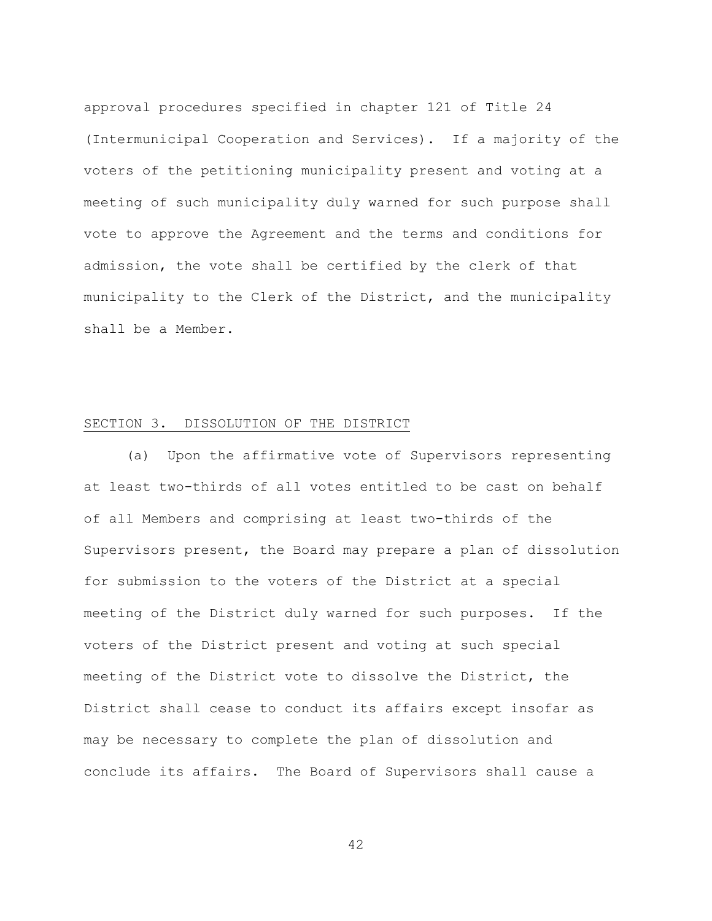approval procedures specified in chapter 121 of Title 24 (Intermunicipal Cooperation and Services). If a majority of the voters of the petitioning municipality present and voting at a meeting of such municipality duly warned for such purpose shall vote to approve the Agreement and the terms and conditions for admission, the vote shall be certified by the clerk of that municipality to the Clerk of the District, and the municipality shall be a Member.

## SECTION 3. DISSOLUTION OF THE DISTRICT

(a) Upon the affirmative vote of Supervisors representing at least two-thirds of all votes entitled to be cast on behalf of all Members and comprising at least two-thirds of the Supervisors present, the Board may prepare a plan of dissolution for submission to the voters of the District at a special meeting of the District duly warned for such purposes. If the voters of the District present and voting at such special meeting of the District vote to dissolve the District, the District shall cease to conduct its affairs except insofar as may be necessary to complete the plan of dissolution and conclude its affairs. The Board of Supervisors shall cause a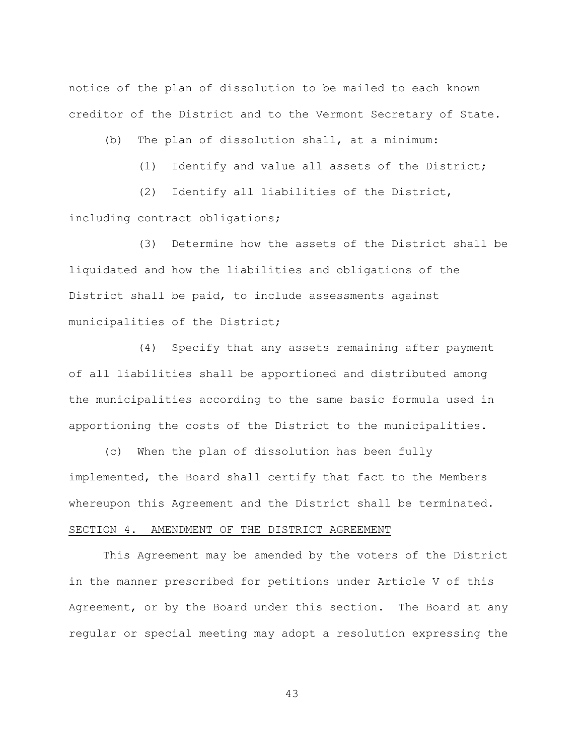notice of the plan of dissolution to be mailed to each known creditor of the District and to the Vermont Secretary of State.

(b) The plan of dissolution shall, at a minimum:

(1) Identify and value all assets of the District;

(2) Identify all liabilities of the District, including contract obligations;

(3) Determine how the assets of the District shall be liquidated and how the liabilities and obligations of the District shall be paid, to include assessments against municipalities of the District;

(4) Specify that any assets remaining after payment of all liabilities shall be apportioned and distributed among the municipalities according to the same basic formula used in apportioning the costs of the District to the municipalities.

(c) When the plan of dissolution has been fully implemented, the Board shall certify that fact to the Members whereupon this Agreement and the District shall be terminated.

SECTION 4. AMENDMENT OF THE DISTRICT AGREEMENT

This Agreement may be amended by the voters of the District in the manner prescribed for petitions under Article V of this Agreement, or by the Board under this section. The Board at any regular or special meeting may adopt a resolution expressing the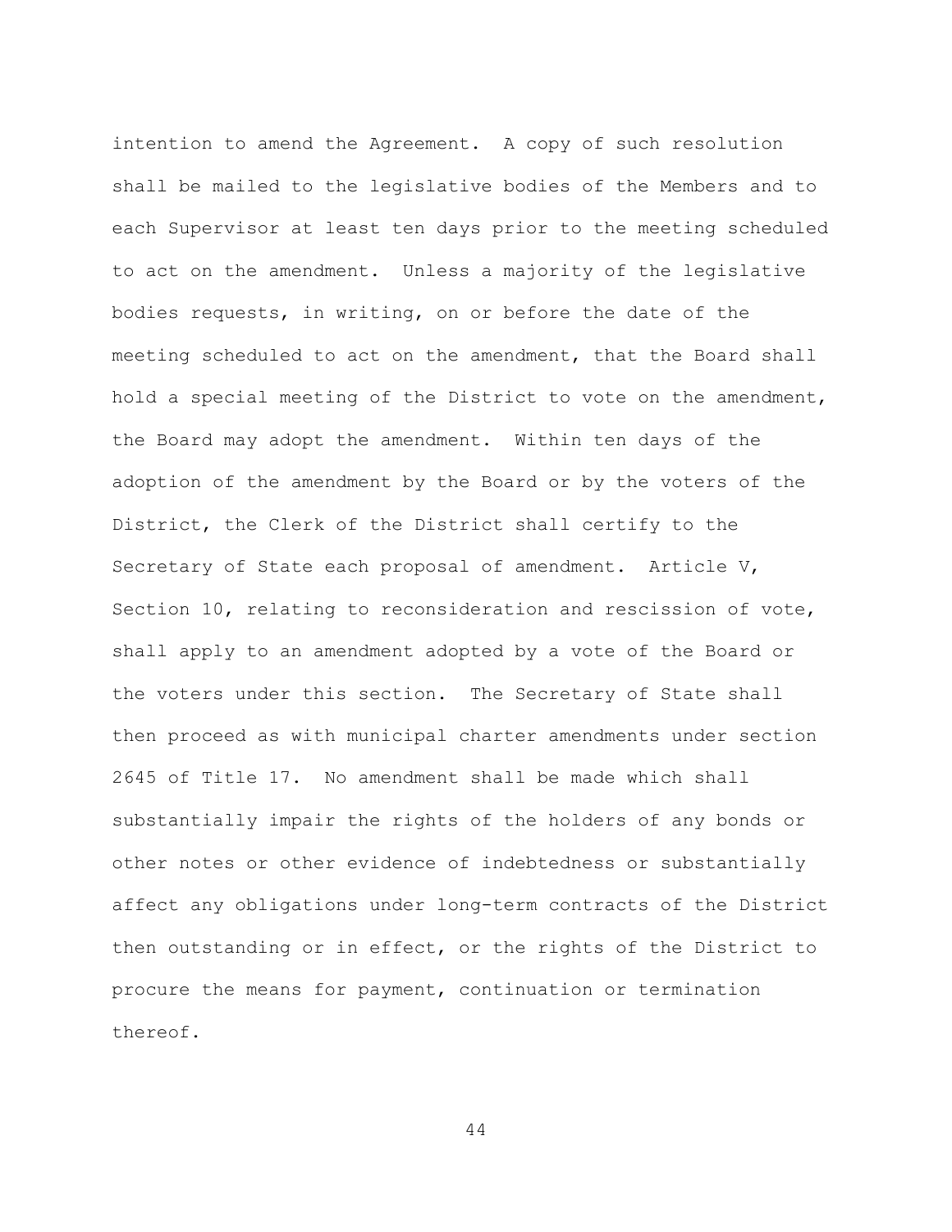intention to amend the Agreement. A copy of such resolution shall be mailed to the legislative bodies of the Members and to each Supervisor at least ten days prior to the meeting scheduled to act on the amendment. Unless a majority of the legislative bodies requests, in writing, on or before the date of the meeting scheduled to act on the amendment, that the Board shall hold a special meeting of the District to vote on the amendment, the Board may adopt the amendment. Within ten days of the adoption of the amendment by the Board or by the voters of the District, the Clerk of the District shall certify to the Secretary of State each proposal of amendment. Article V, Section 10, relating to reconsideration and rescission of vote, shall apply to an amendment adopted by a vote of the Board or the voters under this section. The Secretary of State shall then proceed as with municipal charter amendments under section 2645 of Title 17. No amendment shall be made which shall substantially impair the rights of the holders of any bonds or other notes or other evidence of indebtedness or substantially affect any obligations under long-term contracts of the District then outstanding or in effect, or the rights of the District to procure the means for payment, continuation or termination thereof.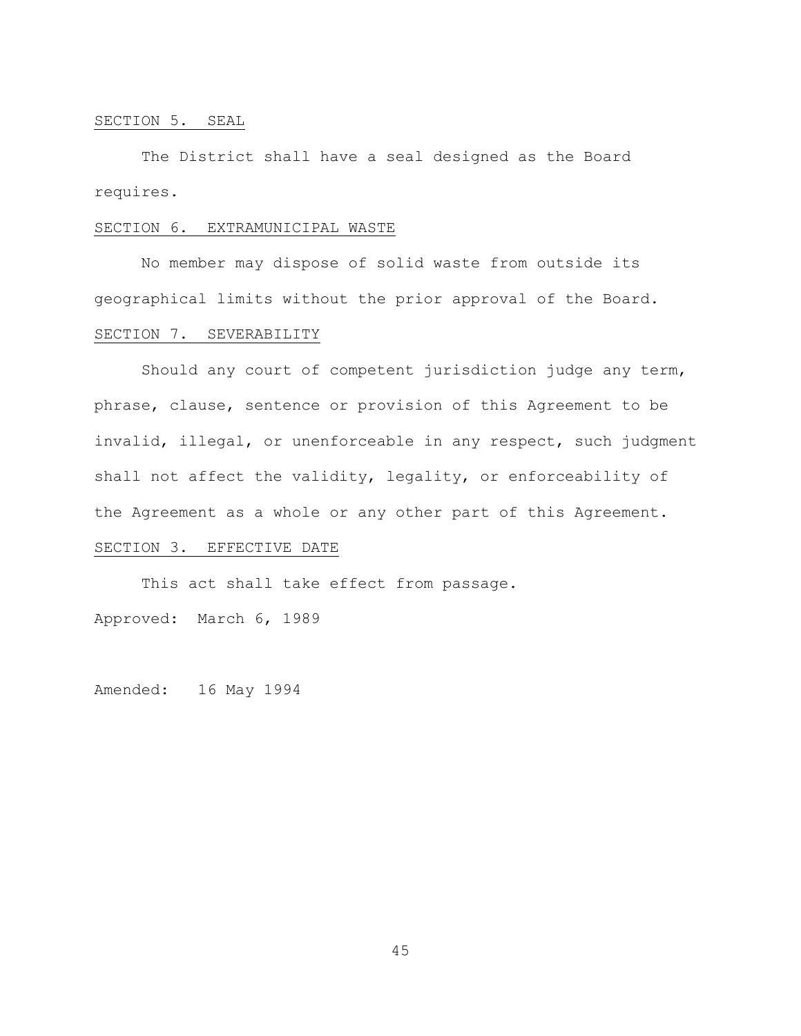<u>SECTION 5. SEAL</u>

The District shall have a seal designed as the Board requires.

<u>SECTION 6. EXTRAMUNICIPAL WASTE</u>

No member may dispose of solid waste from outside its geographical limits without the prior approval of the Board.

<u>SECTION 7. SEVERABILITY</u>

Should any court of competent jurisdiction judge any term, phrase, clause, sentence or provision of this Agreement to be invalid, illegal, or unenforceable in any respect, such judgment shall not affect the validity, legality, or enforceability of the Agreement as a whole or any other part of this Agreement.

<u>SECTION 3. EFFECTIVE DATE</u>

This act shall take effect from passage.

Approved: March 6, 1989

Amended: 16 May 1994